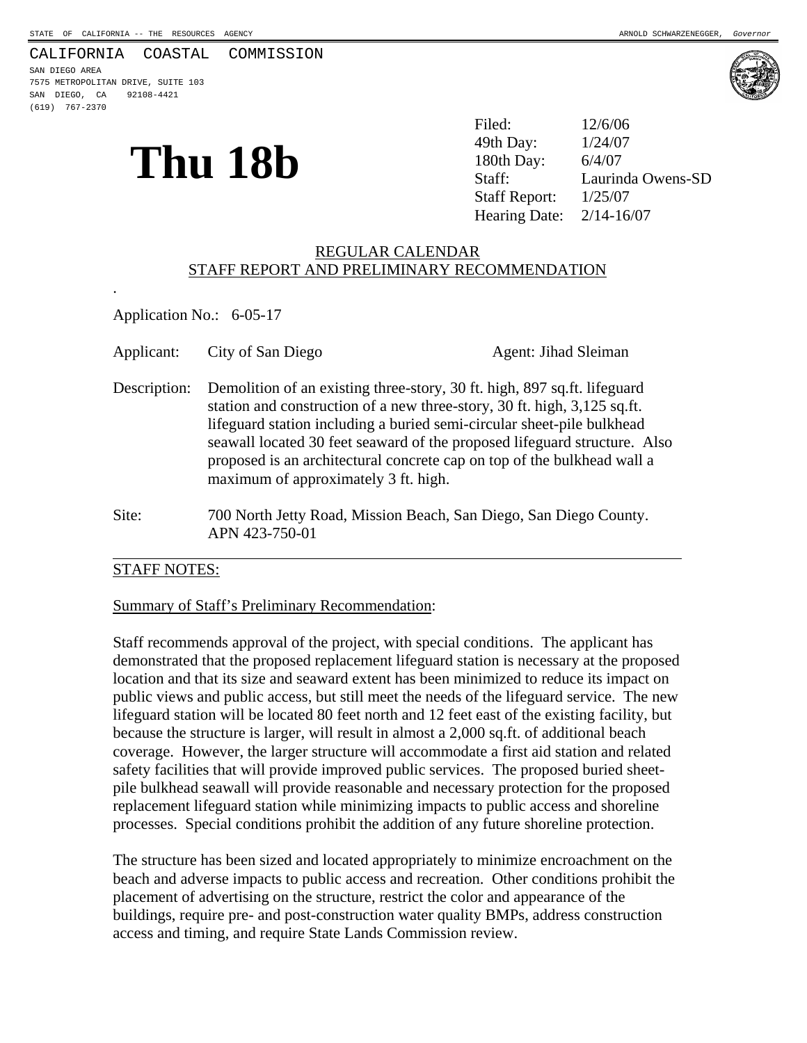STATE OF CALIFORNIA -- THE RESOURCES AGENCY ARNOLD SCHWARZENEGGER, *Governor*

CALIFORNIA COASTAL COMMISSION
SAN DIEGO AREA
7575 METROPOLITAN DRIVE, SUITE 103
SAN DIEGO, CA 92108-4421
(619) 767-2370

# Thu 18b

| | |
|---|---|
| Filed: | 12/6/06 |
| 49th Day: | 1/24/07 |
| 180th Day: | 6/4/07 |
| Staff: | Laurinda Owens-SD |
| Staff Report: | 1/25/07 |
| Hearing Date: | 2/14-16/07 |

## REGULAR CALENDAR
## STAFF REPORT AND PRELIMINARY RECOMMENDATION

Application No.: 6-05-17

Applicant: City of San Diego Agent: Jihad Sleiman

Description: Demolition of an existing three-story, 30 ft. high, 897 sq.ft. lifeguard station and construction of a new three-story, 30 ft. high, 3,125 sq.ft. lifeguard station including a buried semi-circular sheet-pile bulkhead seawall located 30 feet seaward of the proposed lifeguard structure. Also proposed is an architectural concrete cap on top of the bulkhead wall a maximum of approximately 3 ft. high.

Site: 700 North Jetty Road, Mission Beach, San Diego, San Diego County. APN 423-750-01

---

STAFF NOTES:

Summary of Staff's Preliminary Recommendation:

Staff recommends approval of the project, with special conditions. The applicant has demonstrated that the proposed replacement lifeguard station is necessary at the proposed location and that its size and seaward extent has been minimized to reduce its impact on public views and public access, but still meet the needs of the lifeguard service. The new lifeguard station will be located 80 feet north and 12 feet east of the existing facility, but because the structure is larger, will result in almost a 2,000 sq.ft. of additional beach coverage. However, the larger structure will accommodate a first aid station and related safety facilities that will provide improved public services. The proposed buried sheet-pile bulkhead seawall will provide reasonable and necessary protection for the proposed replacement lifeguard station while minimizing impacts to public access and shoreline processes. Special conditions prohibit the addition of any future shoreline protection.

The structure has been sized and located appropriately to minimize encroachment on the beach and adverse impacts to public access and recreation. Other conditions prohibit the placement of advertising on the structure, restrict the color and appearance of the buildings, require pre- and post-construction water quality BMPs, address construction access and timing, and require State Lands Commission review.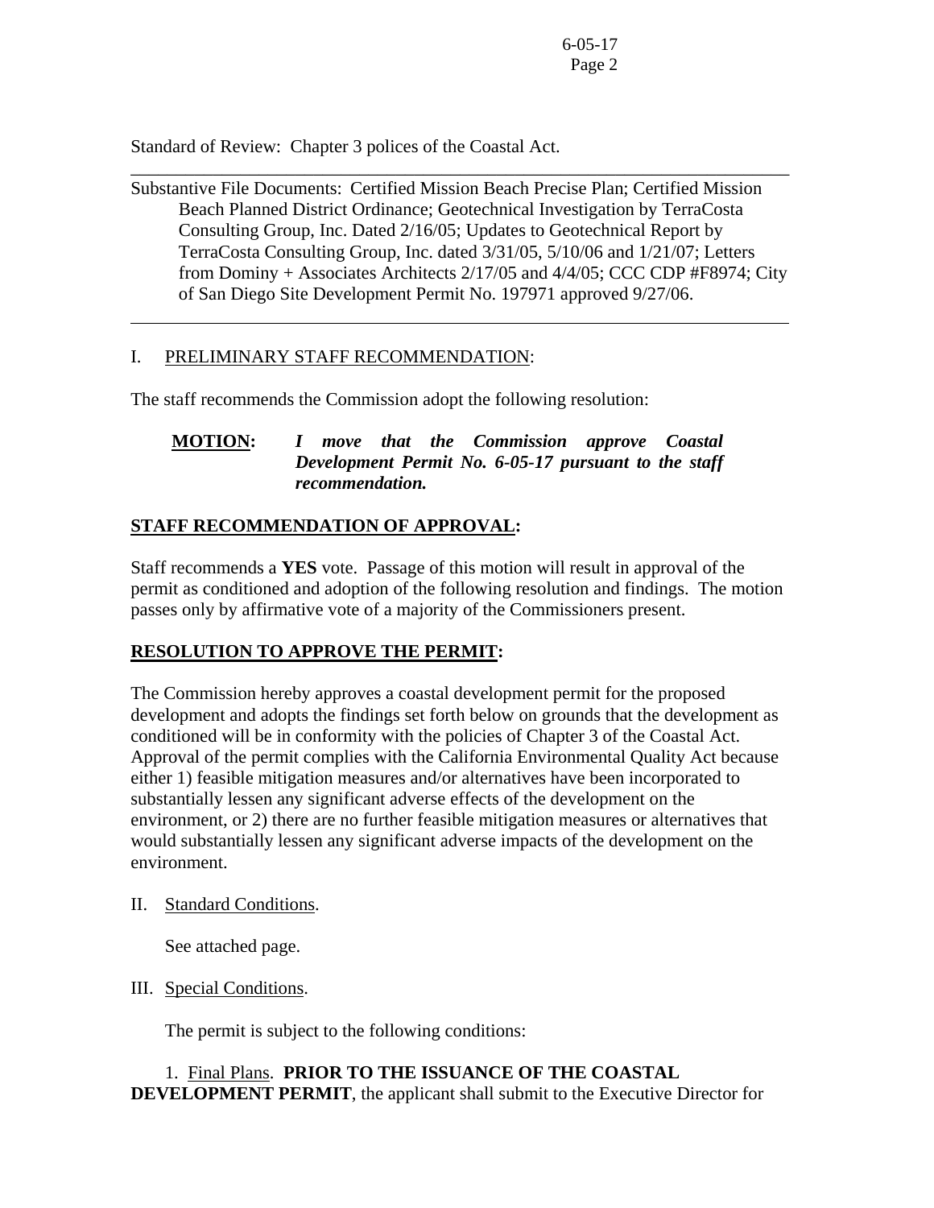Standard of Review: Chapter 3 polices of the Coastal Act.

---

Substantive File Documents: Certified Mission Beach Precise Plan; Certified Mission Beach Planned District Ordinance; Geotechnical Investigation by TerraCosta Consulting Group, Inc. Dated 2/16/05; Updates to Geotechnical Report by TerraCosta Consulting Group, Inc. dated 3/31/05, 5/10/06 and 1/21/07; Letters from Dominy + Associates Architects 2/17/05 and 4/4/05; CCC CDP #F8974; City of San Diego Site Development Permit No. 197971 approved 9/27/06.

---

I. PRELIMINARY STAFF RECOMMENDATION:

The staff recommends the Commission adopt the following resolution:

**MOTION:** ***I move that the Commission approve Coastal Development Permit No. 6-05-17 pursuant to the staff recommendation.***

## STAFF RECOMMENDATION OF APPROVAL:

Staff recommends a **YES** vote. Passage of this motion will result in approval of the permit as conditioned and adoption of the following resolution and findings. The motion passes only by affirmative vote of a majority of the Commissioners present.

## RESOLUTION TO APPROVE THE PERMIT:

The Commission hereby approves a coastal development permit for the proposed development and adopts the findings set forth below on grounds that the development as conditioned will be in conformity with the policies of Chapter 3 of the Coastal Act. Approval of the permit complies with the California Environmental Quality Act because either 1) feasible mitigation measures and/or alternatives have been incorporated to substantially lessen any significant adverse effects of the development on the environment, or 2) there are no further feasible mitigation measures or alternatives that would substantially lessen any significant adverse impacts of the development on the environment.

II. Standard Conditions.

See attached page.

III. Special Conditions.

The permit is subject to the following conditions:

1. Final Plans. **PRIOR TO THE ISSUANCE OF THE COASTAL DEVELOPMENT PERMIT**, the applicant shall submit to the Executive Director for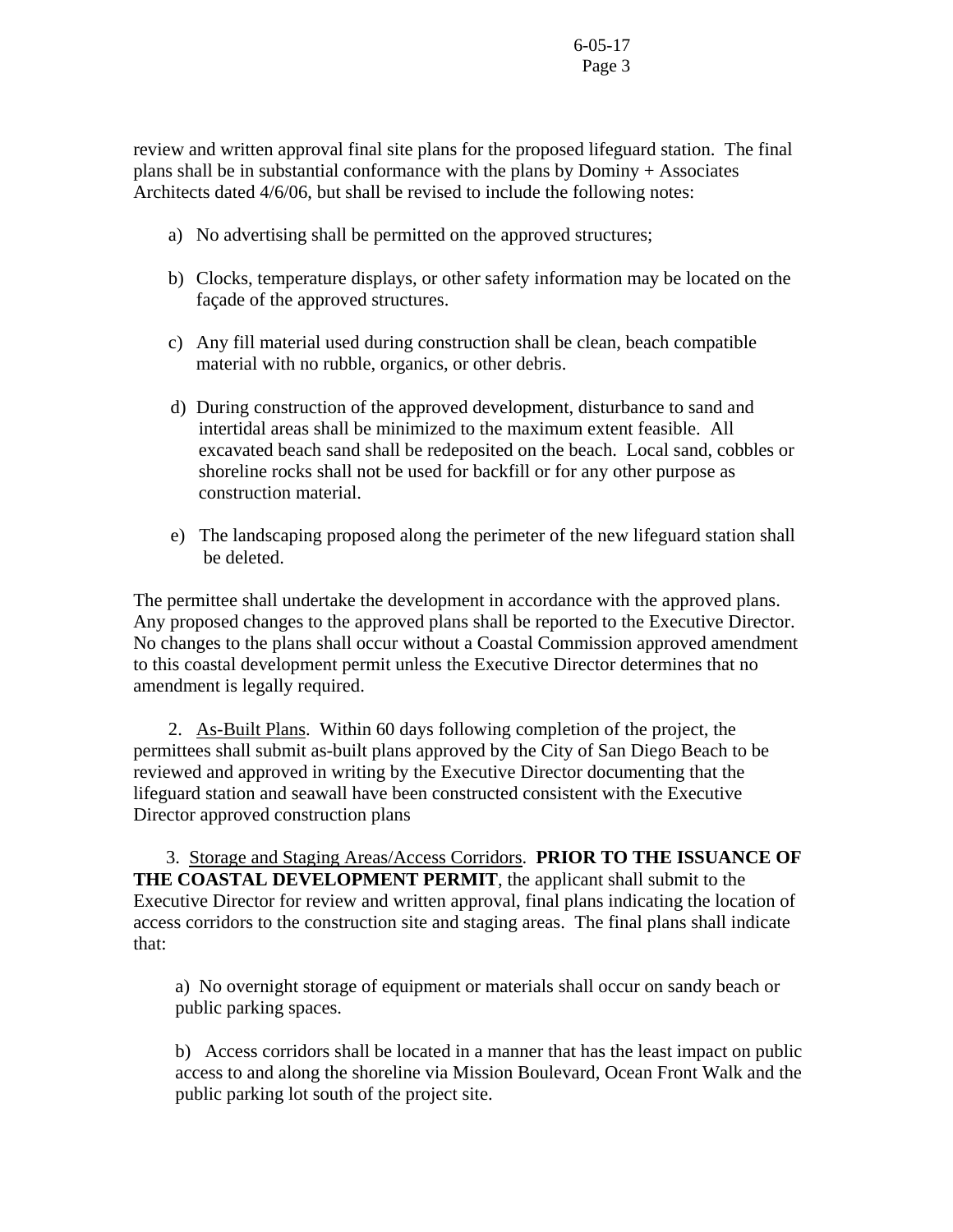review and written approval final site plans for the proposed lifeguard station. The final plans shall be in substantial conformance with the plans by Dominy + Associates Architects dated 4/6/06, but shall be revised to include the following notes:

a) No advertising shall be permitted on the approved structures;

b) Clocks, temperature displays, or other safety information may be located on the façade of the approved structures.

c) Any fill material used during construction shall be clean, beach compatible material with no rubble, organics, or other debris.

d) During construction of the approved development, disturbance to sand and intertidal areas shall be minimized to the maximum extent feasible. All excavated beach sand shall be redeposited on the beach. Local sand, cobbles or shoreline rocks shall not be used for backfill or for any other purpose as construction material.

e) The landscaping proposed along the perimeter of the new lifeguard station shall be deleted.

The permittee shall undertake the development in accordance with the approved plans. Any proposed changes to the approved plans shall be reported to the Executive Director. No changes to the plans shall occur without a Coastal Commission approved amendment to this coastal development permit unless the Executive Director determines that no amendment is legally required.

2. As-Built Plans. Within 60 days following completion of the project, the permittees shall submit as-built plans approved by the City of San Diego Beach to be reviewed and approved in writing by the Executive Director documenting that the lifeguard station and seawall have been constructed consistent with the Executive Director approved construction plans

3. Storage and Staging Areas/Access Corridors. **PRIOR TO THE ISSUANCE OF THE COASTAL DEVELOPMENT PERMIT**, the applicant shall submit to the Executive Director for review and written approval, final plans indicating the location of access corridors to the construction site and staging areas. The final plans shall indicate that:

a) No overnight storage of equipment or materials shall occur on sandy beach or public parking spaces.

b) Access corridors shall be located in a manner that has the least impact on public access to and along the shoreline via Mission Boulevard, Ocean Front Walk and the public parking lot south of the project site.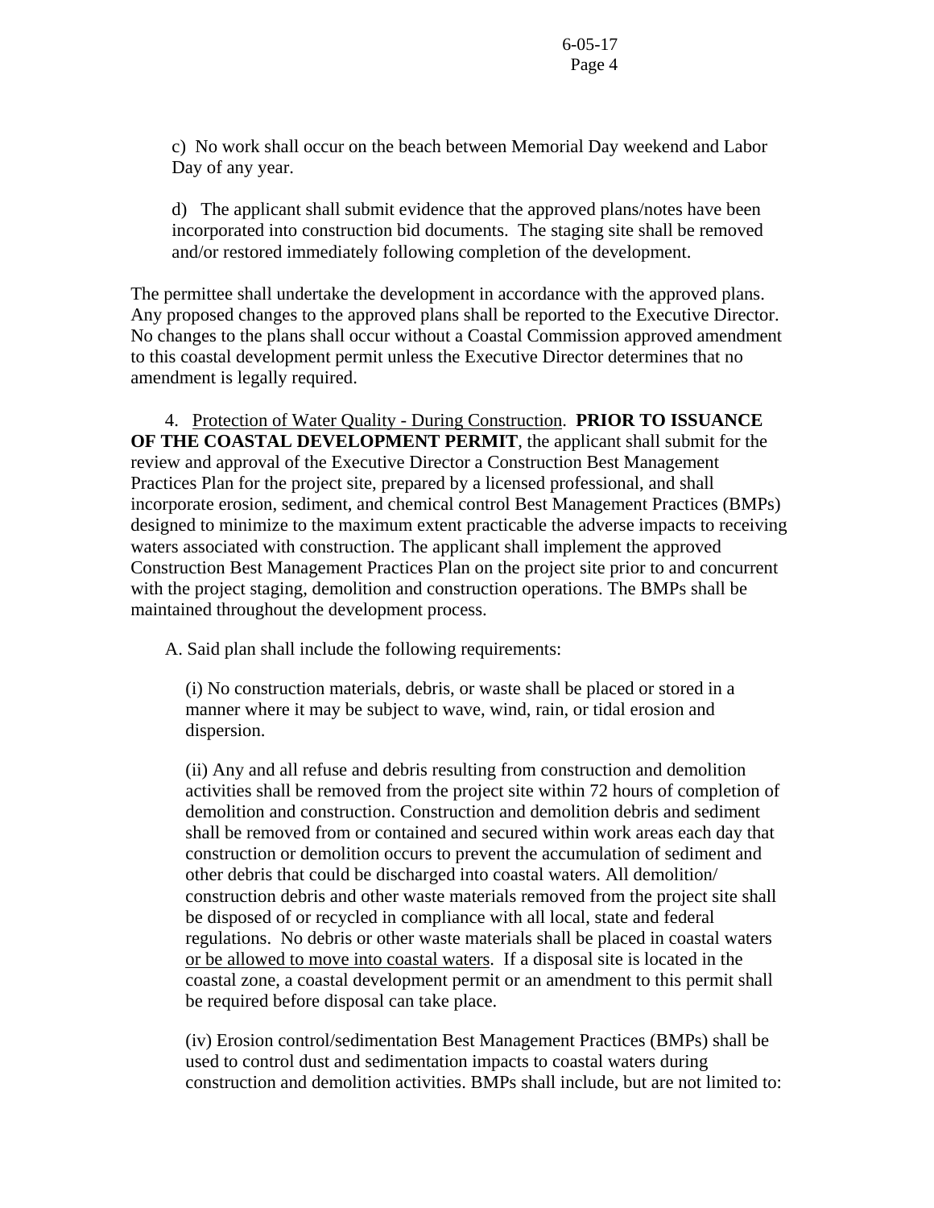c) No work shall occur on the beach between Memorial Day weekend and Labor Day of any year.

d) The applicant shall submit evidence that the approved plans/notes have been incorporated into construction bid documents. The staging site shall be removed and/or restored immediately following completion of the development.

The permittee shall undertake the development in accordance with the approved plans. Any proposed changes to the approved plans shall be reported to the Executive Director. No changes to the plans shall occur without a Coastal Commission approved amendment to this coastal development permit unless the Executive Director determines that no amendment is legally required.

4. <u>Protection of Water Quality - During Construction</u>. **PRIOR TO ISSUANCE OF THE COASTAL DEVELOPMENT PERMIT**, the applicant shall submit for the review and approval of the Executive Director a Construction Best Management Practices Plan for the project site, prepared by a licensed professional, and shall incorporate erosion, sediment, and chemical control Best Management Practices (BMPs) designed to minimize to the maximum extent practicable the adverse impacts to receiving waters associated with construction. The applicant shall implement the approved Construction Best Management Practices Plan on the project site prior to and concurrent with the project staging, demolition and construction operations. The BMPs shall be maintained throughout the development process.

A. Said plan shall include the following requirements:

(i) No construction materials, debris, or waste shall be placed or stored in a manner where it may be subject to wave, wind, rain, or tidal erosion and dispersion.

(ii) Any and all refuse and debris resulting from construction and demolition activities shall be removed from the project site within 72 hours of completion of demolition and construction. Construction and demolition debris and sediment shall be removed from or contained and secured within work areas each day that construction or demolition occurs to prevent the accumulation of sediment and other debris that could be discharged into coastal waters. All demolition/ construction debris and other waste materials removed from the project site shall be disposed of or recycled in compliance with all local, state and federal regulations. No debris or other waste materials shall be placed in coastal waters <u>or be allowed to move into coastal waters</u>. If a disposal site is located in the coastal zone, a coastal development permit or an amendment to this permit shall be required before disposal can take place.

(iv) Erosion control/sedimentation Best Management Practices (BMPs) shall be used to control dust and sedimentation impacts to coastal waters during construction and demolition activities. BMPs shall include, but are not limited to: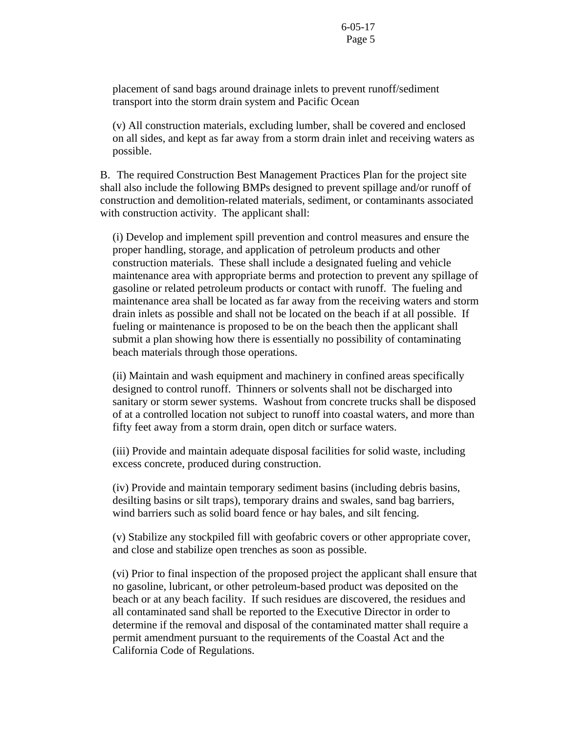placement of sand bags around drainage inlets to prevent runoff/sediment transport into the storm drain system and Pacific Ocean

(v) All construction materials, excluding lumber, shall be covered and enclosed on all sides, and kept as far away from a storm drain inlet and receiving waters as possible.

B. The required Construction Best Management Practices Plan for the project site shall also include the following BMPs designed to prevent spillage and/or runoff of construction and demolition-related materials, sediment, or contaminants associated with construction activity. The applicant shall:

(i) Develop and implement spill prevention and control measures and ensure the proper handling, storage, and application of petroleum products and other construction materials. These shall include a designated fueling and vehicle maintenance area with appropriate berms and protection to prevent any spillage of gasoline or related petroleum products or contact with runoff. The fueling and maintenance area shall be located as far away from the receiving waters and storm drain inlets as possible and shall not be located on the beach if at all possible. If fueling or maintenance is proposed to be on the beach then the applicant shall submit a plan showing how there is essentially no possibility of contaminating beach materials through those operations.

(ii) Maintain and wash equipment and machinery in confined areas specifically designed to control runoff. Thinners or solvents shall not be discharged into sanitary or storm sewer systems. Washout from concrete trucks shall be disposed of at a controlled location not subject to runoff into coastal waters, and more than fifty feet away from a storm drain, open ditch or surface waters.

(iii) Provide and maintain adequate disposal facilities for solid waste, including excess concrete, produced during construction.

(iv) Provide and maintain temporary sediment basins (including debris basins, desilting basins or silt traps), temporary drains and swales, sand bag barriers, wind barriers such as solid board fence or hay bales, and silt fencing.

(v) Stabilize any stockpiled fill with geofabric covers or other appropriate cover, and close and stabilize open trenches as soon as possible.

(vi) Prior to final inspection of the proposed project the applicant shall ensure that no gasoline, lubricant, or other petroleum-based product was deposited on the beach or at any beach facility. If such residues are discovered, the residues and all contaminated sand shall be reported to the Executive Director in order to determine if the removal and disposal of the contaminated matter shall require a permit amendment pursuant to the requirements of the Coastal Act and the California Code of Regulations.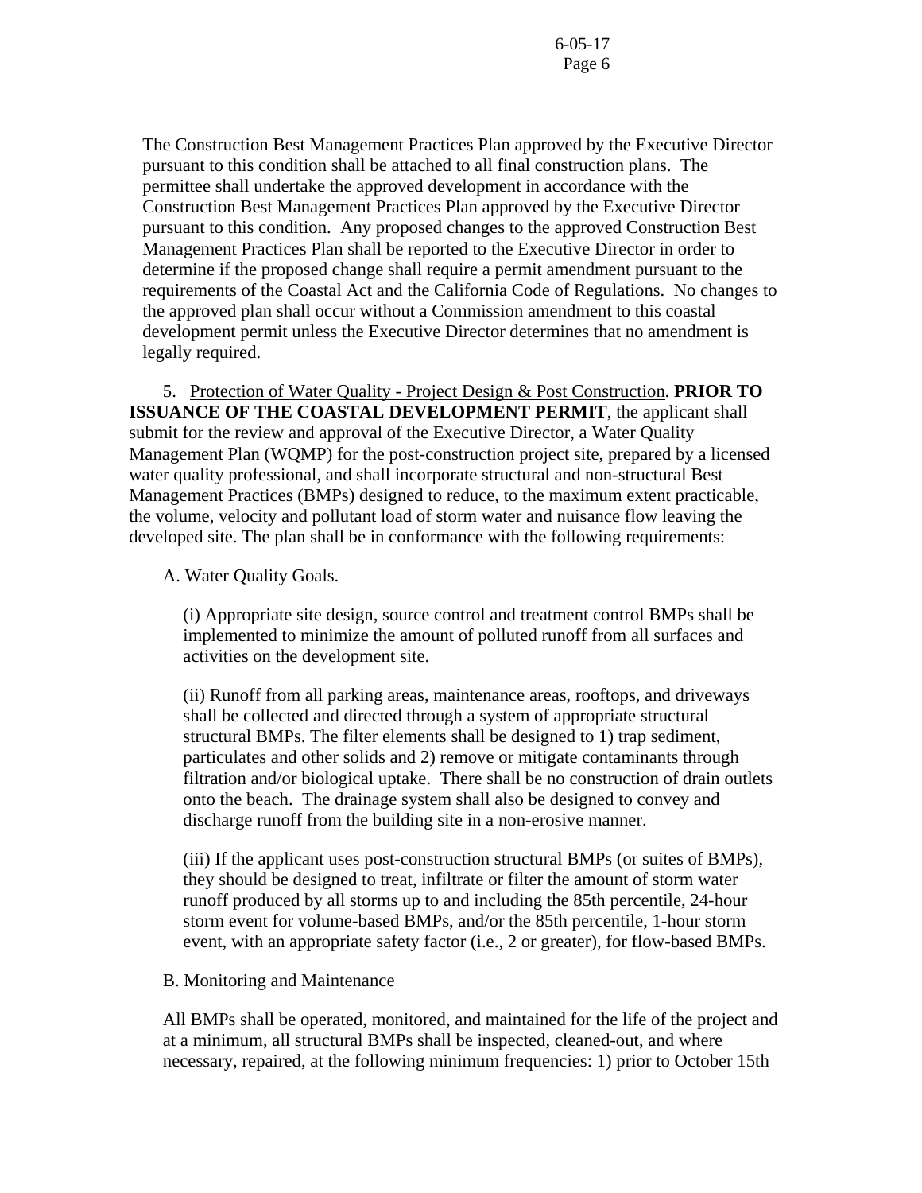The Construction Best Management Practices Plan approved by the Executive Director pursuant to this condition shall be attached to all final construction plans. The permittee shall undertake the approved development in accordance with the Construction Best Management Practices Plan approved by the Executive Director pursuant to this condition. Any proposed changes to the approved Construction Best Management Practices Plan shall be reported to the Executive Director in order to determine if the proposed change shall require a permit amendment pursuant to the requirements of the Coastal Act and the California Code of Regulations. No changes to the approved plan shall occur without a Commission amendment to this coastal development permit unless the Executive Director determines that no amendment is legally required.

5. Protection of Water Quality - Project Design & Post Construction. **PRIOR TO ISSUANCE OF THE COASTAL DEVELOPMENT PERMIT**, the applicant shall submit for the review and approval of the Executive Director, a Water Quality Management Plan (WQMP) for the post-construction project site, prepared by a licensed water quality professional, and shall incorporate structural and non-structural Best Management Practices (BMPs) designed to reduce, to the maximum extent practicable, the volume, velocity and pollutant load of storm water and nuisance flow leaving the developed site. The plan shall be in conformance with the following requirements:

A. Water Quality Goals.

(i) Appropriate site design, source control and treatment control BMPs shall be implemented to minimize the amount of polluted runoff from all surfaces and activities on the development site.

(ii) Runoff from all parking areas, maintenance areas, rooftops, and driveways shall be collected and directed through a system of appropriate structural structural BMPs. The filter elements shall be designed to 1) trap sediment, particulates and other solids and 2) remove or mitigate contaminants through filtration and/or biological uptake. There shall be no construction of drain outlets onto the beach. The drainage system shall also be designed to convey and discharge runoff from the building site in a non-erosive manner.

(iii) If the applicant uses post-construction structural BMPs (or suites of BMPs), they should be designed to treat, infiltrate or filter the amount of storm water runoff produced by all storms up to and including the 85th percentile, 24-hour storm event for volume-based BMPs, and/or the 85th percentile, 1-hour storm event, with an appropriate safety factor (i.e., 2 or greater), for flow-based BMPs.

B. Monitoring and Maintenance

All BMPs shall be operated, monitored, and maintained for the life of the project and at a minimum, all structural BMPs shall be inspected, cleaned-out, and where necessary, repaired, at the following minimum frequencies: 1) prior to October 15th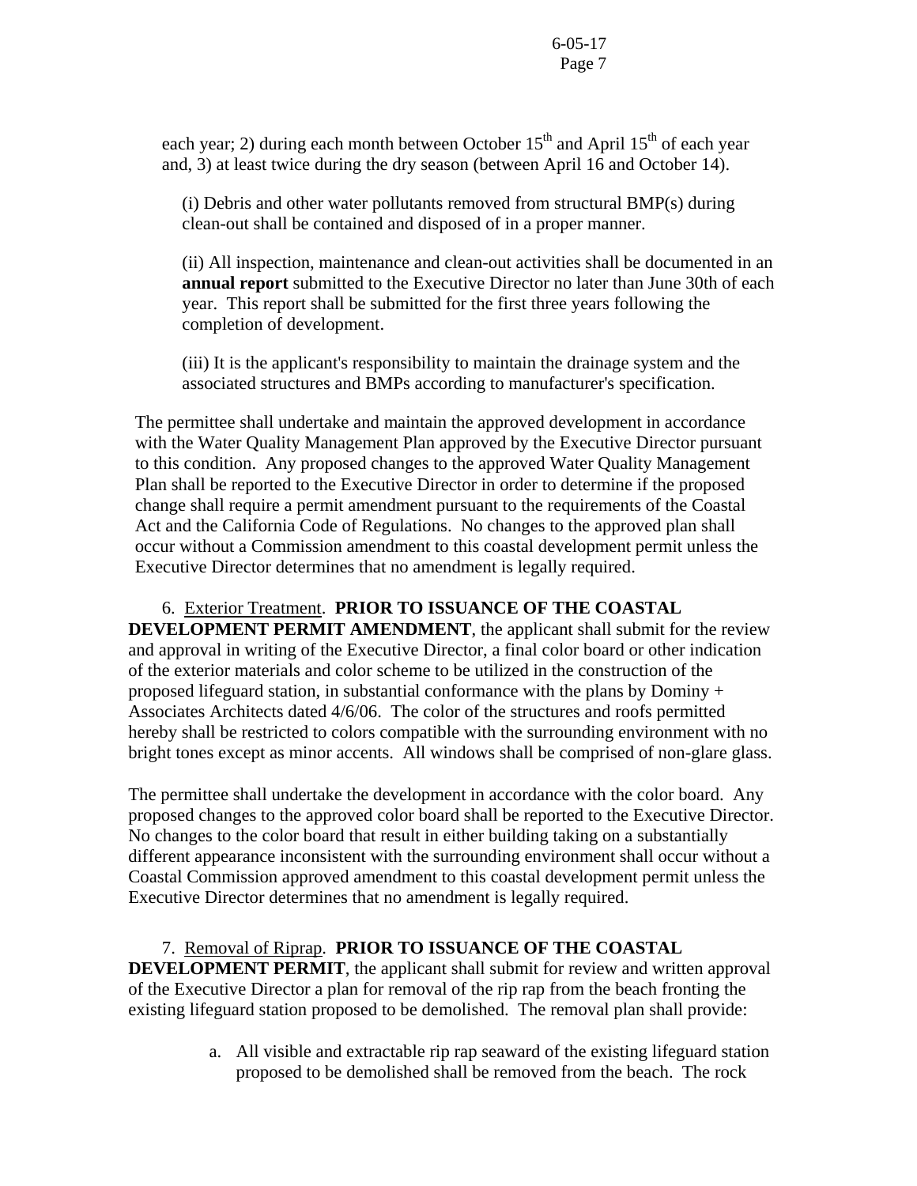each year; 2) during each month between October $15^{th}$ and April $15^{th}$ of each year and, 3) at least twice during the dry season (between April 16 and October 14).

(i) Debris and other water pollutants removed from structural BMP(s) during clean-out shall be contained and disposed of in a proper manner.

(ii) All inspection, maintenance and clean-out activities shall be documented in an **annual report** submitted to the Executive Director no later than June 30th of each year. This report shall be submitted for the first three years following the completion of development.

(iii) It is the applicant's responsibility to maintain the drainage system and the associated structures and BMPs according to manufacturer's specification.

The permittee shall undertake and maintain the approved development in accordance with the Water Quality Management Plan approved by the Executive Director pursuant to this condition. Any proposed changes to the approved Water Quality Management Plan shall be reported to the Executive Director in order to determine if the proposed change shall require a permit amendment pursuant to the requirements of the Coastal Act and the California Code of Regulations. No changes to the approved plan shall occur without a Commission amendment to this coastal development permit unless the Executive Director determines that no amendment is legally required.

6. Exterior Treatment. **PRIOR TO ISSUANCE OF THE COASTAL DEVELOPMENT PERMIT AMENDMENT**, the applicant shall submit for the review and approval in writing of the Executive Director, a final color board or other indication of the exterior materials and color scheme to be utilized in the construction of the proposed lifeguard station, in substantial conformance with the plans by Dominy + Associates Architects dated 4/6/06. The color of the structures and roofs permitted hereby shall be restricted to colors compatible with the surrounding environment with no bright tones except as minor accents. All windows shall be comprised of non-glare glass.

The permittee shall undertake the development in accordance with the color board. Any proposed changes to the approved color board shall be reported to the Executive Director. No changes to the color board that result in either building taking on a substantially different appearance inconsistent with the surrounding environment shall occur without a Coastal Commission approved amendment to this coastal development permit unless the Executive Director determines that no amendment is legally required.

7. Removal of Riprap. **PRIOR TO ISSUANCE OF THE COASTAL DEVELOPMENT PERMIT**, the applicant shall submit for review and written approval of the Executive Director a plan for removal of the rip rap from the beach fronting the existing lifeguard station proposed to be demolished. The removal plan shall provide:

a. All visible and extractable rip rap seaward of the existing lifeguard station proposed to be demolished shall be removed from the beach. The rock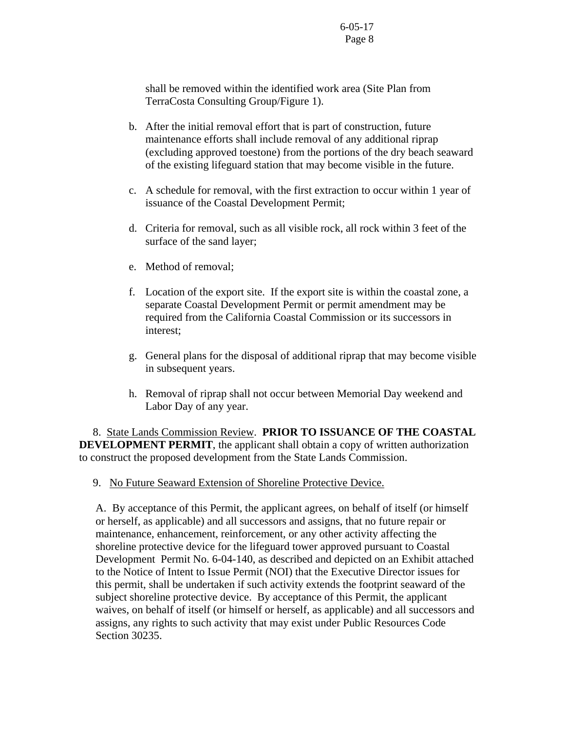shall be removed within the identified work area (Site Plan from TerraCosta Consulting Group/Figure 1).

b. After the initial removal effort that is part of construction, future maintenance efforts shall include removal of any additional riprap (excluding approved toestone) from the portions of the dry beach seaward of the existing lifeguard station that may become visible in the future.

c. A schedule for removal, with the first extraction to occur within 1 year of issuance of the Coastal Development Permit;

d. Criteria for removal, such as all visible rock, all rock within 3 feet of the surface of the sand layer;

e. Method of removal;

f. Location of the export site. If the export site is within the coastal zone, a separate Coastal Development Permit or permit amendment may be required from the California Coastal Commission or its successors in interest;

g. General plans for the disposal of additional riprap that may become visible in subsequent years.

h. Removal of riprap shall not occur between Memorial Day weekend and Labor Day of any year.

8. State Lands Commission Review. **PRIOR TO ISSUANCE OF THE COASTAL DEVELOPMENT PERMIT**, the applicant shall obtain a copy of written authorization to construct the proposed development from the State Lands Commission.

9. No Future Seaward Extension of Shoreline Protective Device.

A. By acceptance of this Permit, the applicant agrees, on behalf of itself (or himself or herself, as applicable) and all successors and assigns, that no future repair or maintenance, enhancement, reinforcement, or any other activity affecting the shoreline protective device for the lifeguard tower approved pursuant to Coastal Development Permit No. 6-04-140, as described and depicted on an Exhibit attached to the Notice of Intent to Issue Permit (NOI) that the Executive Director issues for this permit, shall be undertaken if such activity extends the footprint seaward of the subject shoreline protective device. By acceptance of this Permit, the applicant waives, on behalf of itself (or himself or herself, as applicable) and all successors and assigns, any rights to such activity that may exist under Public Resources Code Section 30235.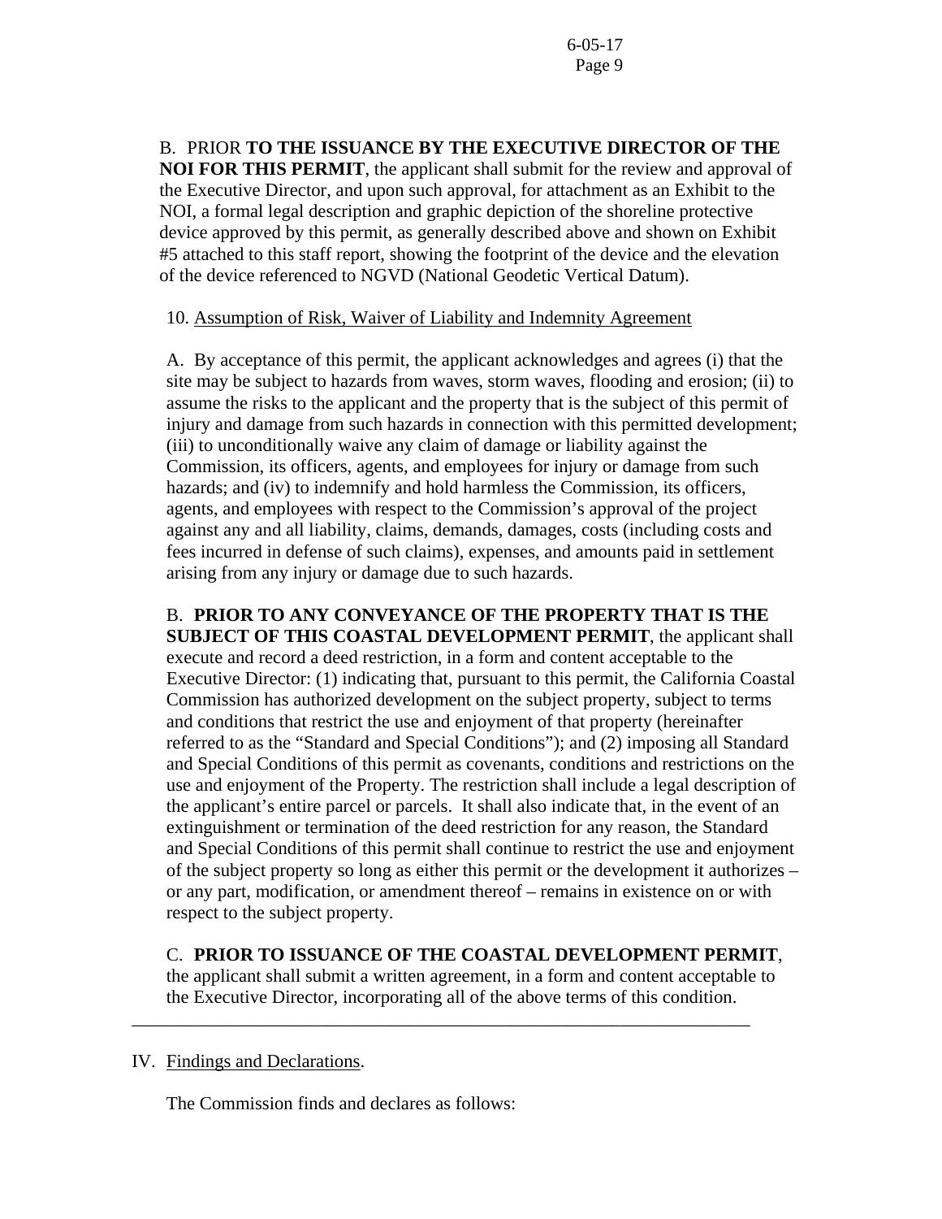B. PRIOR **TO THE ISSUANCE BY THE EXECUTIVE DIRECTOR OF THE NOI FOR THIS PERMIT**, the applicant shall submit for the review and approval of the Executive Director, and upon such approval, for attachment as an Exhibit to the NOI, a formal legal description and graphic depiction of the shoreline protective device approved by this permit, as generally described above and shown on Exhibit #5 attached to this staff report, showing the footprint of the device and the elevation of the device referenced to NGVD (National Geodetic Vertical Datum).

10. Assumption of Risk, Waiver of Liability and Indemnity Agreement

A. By acceptance of this permit, the applicant acknowledges and agrees (i) that the site may be subject to hazards from waves, storm waves, flooding and erosion; (ii) to assume the risks to the applicant and the property that is the subject of this permit of injury and damage from such hazards in connection with this permitted development; (iii) to unconditionally waive any claim of damage or liability against the Commission, its officers, agents, and employees for injury or damage from such hazards; and (iv) to indemnify and hold harmless the Commission, its officers, agents, and employees with respect to the Commission's approval of the project against any and all liability, claims, demands, damages, costs (including costs and fees incurred in defense of such claims), expenses, and amounts paid in settlement arising from any injury or damage due to such hazards.

B. **PRIOR TO ANY CONVEYANCE OF THE PROPERTY THAT IS THE SUBJECT OF THIS COASTAL DEVELOPMENT PERMIT**, the applicant shall execute and record a deed restriction, in a form and content acceptable to the Executive Director: (1) indicating that, pursuant to this permit, the California Coastal Commission has authorized development on the subject property, subject to terms and conditions that restrict the use and enjoyment of that property (hereinafter referred to as the "Standard and Special Conditions"); and (2) imposing all Standard and Special Conditions of this permit as covenants, conditions and restrictions on the use and enjoyment of the Property. The restriction shall include a legal description of the applicant's entire parcel or parcels. It shall also indicate that, in the event of an extinguishment or termination of the deed restriction for any reason, the Standard and Special Conditions of this permit shall continue to restrict the use and enjoyment of the subject property so long as either this permit or the development it authorizes – or any part, modification, or amendment thereof – remains in existence on or with respect to the subject property.

C. **PRIOR TO ISSUANCE OF THE COASTAL DEVELOPMENT PERMIT**, the applicant shall submit a written agreement, in a form and content acceptable to the Executive Director, incorporating all of the above terms of this condition.

---

IV. Findings and Declarations.

The Commission finds and declares as follows: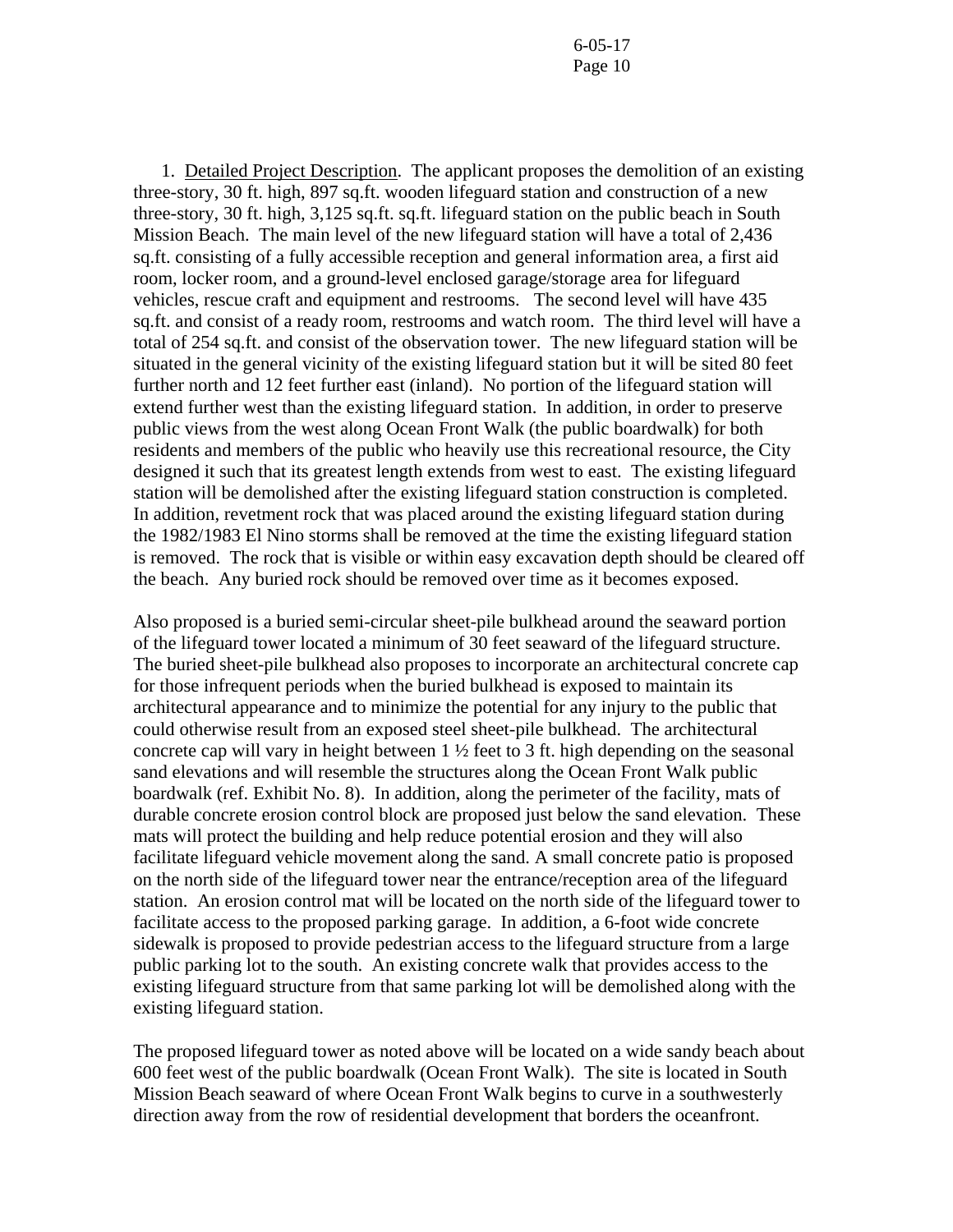1. Detailed Project Description. The applicant proposes the demolition of an existing three-story, 30 ft. high, 897 sq.ft. wooden lifeguard station and construction of a new three-story, 30 ft. high, 3,125 sq.ft. sq.ft. lifeguard station on the public beach in South Mission Beach. The main level of the new lifeguard station will have a total of 2,436 sq.ft. consisting of a fully accessible reception and general information area, a first aid room, locker room, and a ground-level enclosed garage/storage area for lifeguard vehicles, rescue craft and equipment and restrooms. The second level will have 435 sq.ft. and consist of a ready room, restrooms and watch room. The third level will have a total of 254 sq.ft. and consist of the observation tower. The new lifeguard station will be situated in the general vicinity of the existing lifeguard station but it will be sited 80 feet further north and 12 feet further east (inland). No portion of the lifeguard station will extend further west than the existing lifeguard station. In addition, in order to preserve public views from the west along Ocean Front Walk (the public boardwalk) for both residents and members of the public who heavily use this recreational resource, the City designed it such that its greatest length extends from west to east. The existing lifeguard station will be demolished after the existing lifeguard station construction is completed. In addition, revetment rock that was placed around the existing lifeguard station during the 1982/1983 El Nino storms shall be removed at the time the existing lifeguard station is removed. The rock that is visible or within easy excavation depth should be cleared off the beach. Any buried rock should be removed over time as it becomes exposed.

Also proposed is a buried semi-circular sheet-pile bulkhead around the seaward portion of the lifeguard tower located a minimum of 30 feet seaward of the lifeguard structure. The buried sheet-pile bulkhead also proposes to incorporate an architectural concrete cap for those infrequent periods when the buried bulkhead is exposed to maintain its architectural appearance and to minimize the potential for any injury to the public that could otherwise result from an exposed steel sheet-pile bulkhead. The architectural concrete cap will vary in height between 1 ½ feet to 3 ft. high depending on the seasonal sand elevations and will resemble the structures along the Ocean Front Walk public boardwalk (ref. Exhibit No. 8). In addition, along the perimeter of the facility, mats of durable concrete erosion control block are proposed just below the sand elevation. These mats will protect the building and help reduce potential erosion and they will also facilitate lifeguard vehicle movement along the sand. A small concrete patio is proposed on the north side of the lifeguard tower near the entrance/reception area of the lifeguard station. An erosion control mat will be located on the north side of the lifeguard tower to facilitate access to the proposed parking garage. In addition, a 6-foot wide concrete sidewalk is proposed to provide pedestrian access to the lifeguard structure from a large public parking lot to the south. An existing concrete walk that provides access to the existing lifeguard structure from that same parking lot will be demolished along with the existing lifeguard station.

The proposed lifeguard tower as noted above will be located on a wide sandy beach about 600 feet west of the public boardwalk (Ocean Front Walk). The site is located in South Mission Beach seaward of where Ocean Front Walk begins to curve in a southwesterly direction away from the row of residential development that borders the oceanfront.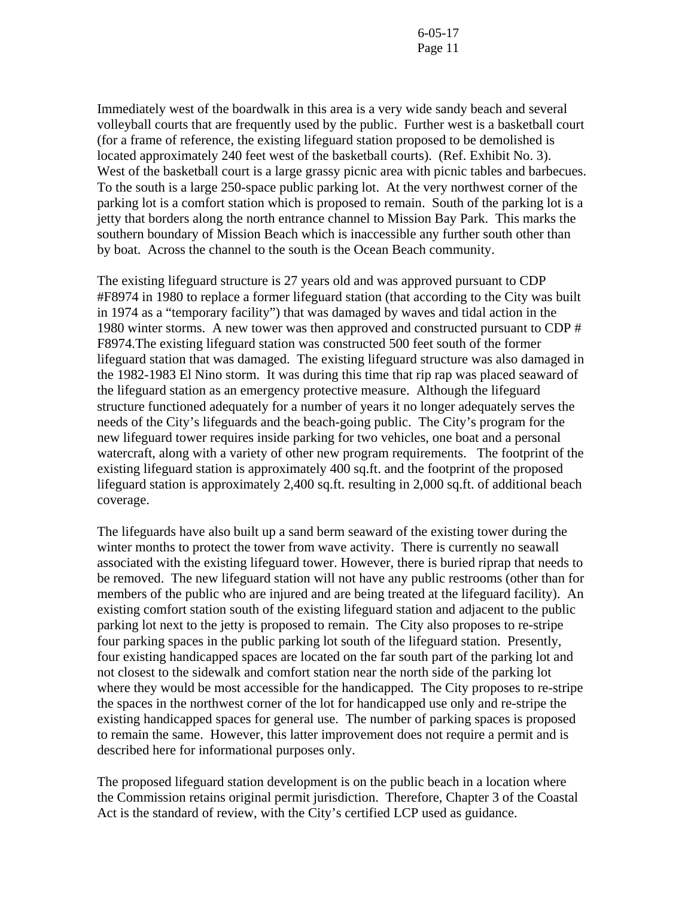Immediately west of the boardwalk in this area is a very wide sandy beach and several volleyball courts that are frequently used by the public. Further west is a basketball court (for a frame of reference, the existing lifeguard station proposed to be demolished is located approximately 240 feet west of the basketball courts). (Ref. Exhibit No. 3). West of the basketball court is a large grassy picnic area with picnic tables and barbecues. To the south is a large 250-space public parking lot. At the very northwest corner of the parking lot is a comfort station which is proposed to remain. South of the parking lot is a jetty that borders along the north entrance channel to Mission Bay Park. This marks the southern boundary of Mission Beach which is inaccessible any further south other than by boat. Across the channel to the south is the Ocean Beach community.

The existing lifeguard structure is 27 years old and was approved pursuant to CDP #F8974 in 1980 to replace a former lifeguard station (that according to the City was built in 1974 as a "temporary facility") that was damaged by waves and tidal action in the 1980 winter storms. A new tower was then approved and constructed pursuant to CDP # F8974.The existing lifeguard station was constructed 500 feet south of the former lifeguard station that was damaged. The existing lifeguard structure was also damaged in the 1982-1983 El Nino storm. It was during this time that rip rap was placed seaward of the lifeguard station as an emergency protective measure. Although the lifeguard structure functioned adequately for a number of years it no longer adequately serves the needs of the City's lifeguards and the beach-going public. The City's program for the new lifeguard tower requires inside parking for two vehicles, one boat and a personal watercraft, along with a variety of other new program requirements. The footprint of the existing lifeguard station is approximately 400 sq.ft. and the footprint of the proposed lifeguard station is approximately 2,400 sq.ft. resulting in 2,000 sq.ft. of additional beach coverage.

The lifeguards have also built up a sand berm seaward of the existing tower during the winter months to protect the tower from wave activity. There is currently no seawall associated with the existing lifeguard tower. However, there is buried riprap that needs to be removed. The new lifeguard station will not have any public restrooms (other than for members of the public who are injured and are being treated at the lifeguard facility). An existing comfort station south of the existing lifeguard station and adjacent to the public parking lot next to the jetty is proposed to remain. The City also proposes to re-stripe four parking spaces in the public parking lot south of the lifeguard station. Presently, four existing handicapped spaces are located on the far south part of the parking lot and not closest to the sidewalk and comfort station near the north side of the parking lot where they would be most accessible for the handicapped. The City proposes to re-stripe the spaces in the northwest corner of the lot for handicapped use only and re-stripe the existing handicapped spaces for general use. The number of parking spaces is proposed to remain the same. However, this latter improvement does not require a permit and is described here for informational purposes only.

The proposed lifeguard station development is on the public beach in a location where the Commission retains original permit jurisdiction. Therefore, Chapter 3 of the Coastal Act is the standard of review, with the City's certified LCP used as guidance.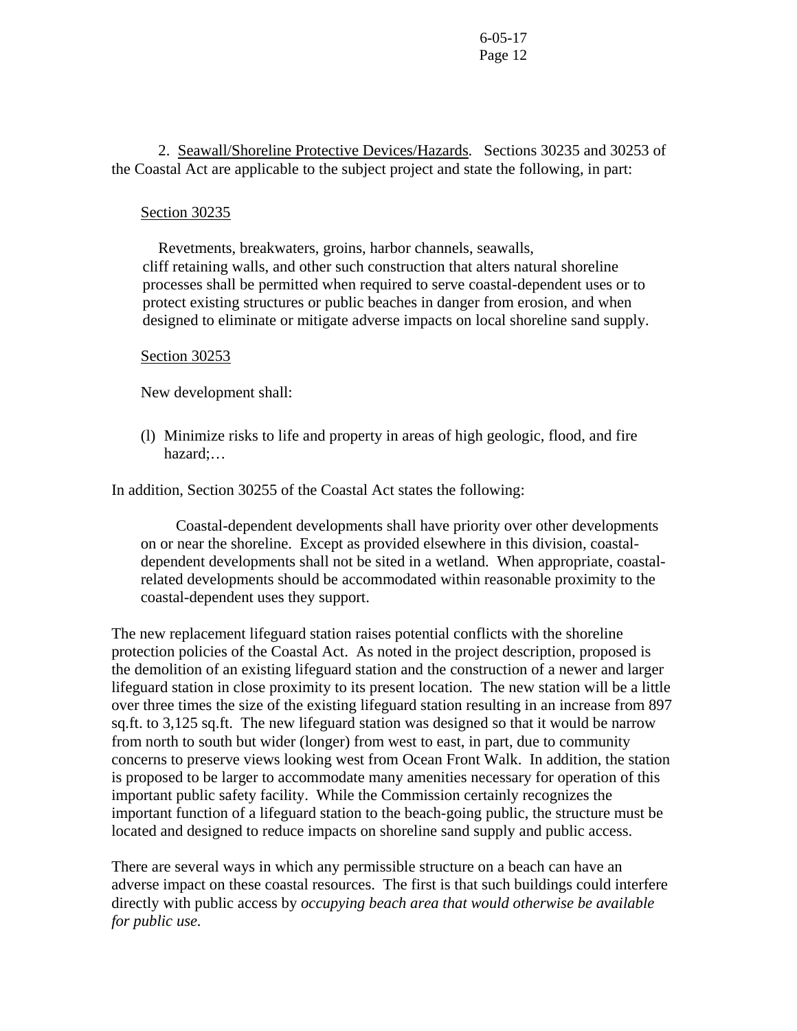2. Seawall/Shoreline Protective Devices/Hazards. Sections 30235 and 30253 of the Coastal Act are applicable to the subject project and state the following, in part:

Section 30235

> Revetments, breakwaters, groins, harbor channels, seawalls, cliff retaining walls, and other such construction that alters natural shoreline processes shall be permitted when required to serve coastal-dependent uses or to protect existing structures or public beaches in danger from erosion, and when designed to eliminate or mitigate adverse impacts on local shoreline sand supply.

Section 30253

> New development shall:
>
> (l) Minimize risks to life and property in areas of high geologic, flood, and fire hazard;…

In addition, Section 30255 of the Coastal Act states the following:

> Coastal-dependent developments shall have priority over other developments on or near the shoreline. Except as provided elsewhere in this division, coastal-dependent developments shall not be sited in a wetland. When appropriate, coastal-related developments should be accommodated within reasonable proximity to the coastal-dependent uses they support.

The new replacement lifeguard station raises potential conflicts with the shoreline protection policies of the Coastal Act. As noted in the project description, proposed is the demolition of an existing lifeguard station and the construction of a newer and larger lifeguard station in close proximity to its present location. The new station will be a little over three times the size of the existing lifeguard station resulting in an increase from 897 sq.ft. to 3,125 sq.ft. The new lifeguard station was designed so that it would be narrow from north to south but wider (longer) from west to east, in part, due to community concerns to preserve views looking west from Ocean Front Walk. In addition, the station is proposed to be larger to accommodate many amenities necessary for operation of this important public safety facility. While the Commission certainly recognizes the important function of a lifeguard station to the beach-going public, the structure must be located and designed to reduce impacts on shoreline sand supply and public access.

There are several ways in which any permissible structure on a beach can have an adverse impact on these coastal resources. The first is that such buildings could interfere directly with public access by *occupying beach area that would otherwise be available for public use*.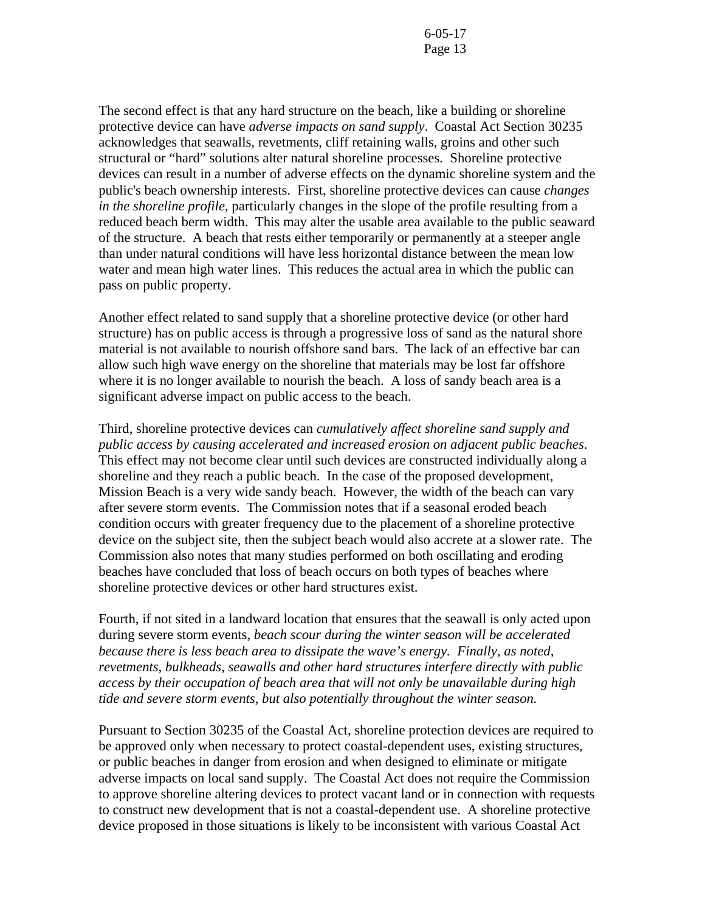The second effect is that any hard structure on the beach, like a building or shoreline protective device can have *adverse impacts on sand supply*. Coastal Act Section 30235 acknowledges that seawalls, revetments, cliff retaining walls, groins and other such structural or "hard" solutions alter natural shoreline processes. Shoreline protective devices can result in a number of adverse effects on the dynamic shoreline system and the public's beach ownership interests. First, shoreline protective devices can cause *changes in the shoreline profile*, particularly changes in the slope of the profile resulting from a reduced beach berm width. This may alter the usable area available to the public seaward of the structure. A beach that rests either temporarily or permanently at a steeper angle than under natural conditions will have less horizontal distance between the mean low water and mean high water lines. This reduces the actual area in which the public can pass on public property.

Another effect related to sand supply that a shoreline protective device (or other hard structure) has on public access is through a progressive loss of sand as the natural shore material is not available to nourish offshore sand bars. The lack of an effective bar can allow such high wave energy on the shoreline that materials may be lost far offshore where it is no longer available to nourish the beach. A loss of sandy beach area is a significant adverse impact on public access to the beach.

Third, shoreline protective devices can *cumulatively affect shoreline sand supply and public access by causing accelerated and increased erosion on adjacent public beaches*. This effect may not become clear until such devices are constructed individually along a shoreline and they reach a public beach. In the case of the proposed development, Mission Beach is a very wide sandy beach. However, the width of the beach can vary after severe storm events. The Commission notes that if a seasonal eroded beach condition occurs with greater frequency due to the placement of a shoreline protective device on the subject site, then the subject beach would also accrete at a slower rate. The Commission also notes that many studies performed on both oscillating and eroding beaches have concluded that loss of beach occurs on both types of beaches where shoreline protective devices or other hard structures exist.

Fourth, if not sited in a landward location that ensures that the seawall is only acted upon during severe storm events, *beach scour during the winter season will be accelerated because there is less beach area to dissipate the wave's energy. Finally, as noted, revetments, bulkheads, seawalls and other hard structures interfere directly with public access by their occupation of beach area that will not only be unavailable during high tide and severe storm events, but also potentially throughout the winter season.*

Pursuant to Section 30235 of the Coastal Act, shoreline protection devices are required to be approved only when necessary to protect coastal-dependent uses, existing structures, or public beaches in danger from erosion and when designed to eliminate or mitigate adverse impacts on local sand supply. The Coastal Act does not require the Commission to approve shoreline altering devices to protect vacant land or in connection with requests to construct new development that is not a coastal-dependent use. A shoreline protective device proposed in those situations is likely to be inconsistent with various Coastal Act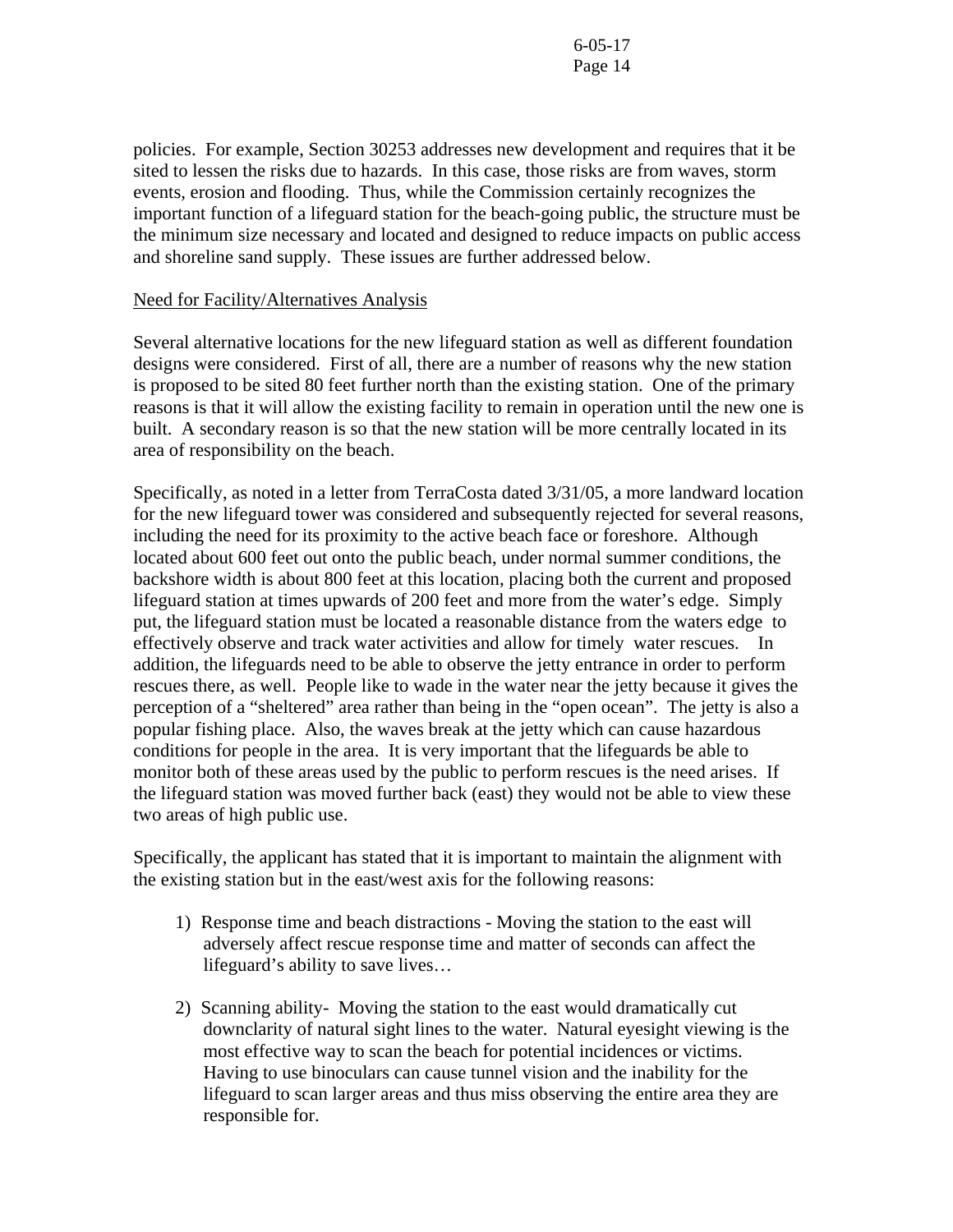policies. For example, Section 30253 addresses new development and requires that it be sited to lessen the risks due to hazards. In this case, those risks are from waves, storm events, erosion and flooding. Thus, while the Commission certainly recognizes the important function of a lifeguard station for the beach-going public, the structure must be the minimum size necessary and located and designed to reduce impacts on public access and shoreline sand supply. These issues are further addressed below.

Need for Facility/Alternatives Analysis

Several alternative locations for the new lifeguard station as well as different foundation designs were considered. First of all, there are a number of reasons why the new station is proposed to be sited 80 feet further north than the existing station. One of the primary reasons is that it will allow the existing facility to remain in operation until the new one is built. A secondary reason is so that the new station will be more centrally located in its area of responsibility on the beach.

Specifically, as noted in a letter from TerraCosta dated 3/31/05, a more landward location for the new lifeguard tower was considered and subsequently rejected for several reasons, including the need for its proximity to the active beach face or foreshore. Although located about 600 feet out onto the public beach, under normal summer conditions, the backshore width is about 800 feet at this location, placing both the current and proposed lifeguard station at times upwards of 200 feet and more from the water's edge. Simply put, the lifeguard station must be located a reasonable distance from the waters edge to effectively observe and track water activities and allow for timely water rescues. In addition, the lifeguards need to be able to observe the jetty entrance in order to perform rescues there, as well. People like to wade in the water near the jetty because it gives the perception of a "sheltered" area rather than being in the "open ocean". The jetty is also a popular fishing place. Also, the waves break at the jetty which can cause hazardous conditions for people in the area. It is very important that the lifeguards be able to monitor both of these areas used by the public to perform rescues is the need arises. If the lifeguard station was moved further back (east) they would not be able to view these two areas of high public use.

Specifically, the applicant has stated that it is important to maintain the alignment with the existing station but in the east/west axis for the following reasons:

1) Response time and beach distractions - Moving the station to the east will adversely affect rescue response time and matter of seconds can affect the lifeguard's ability to save lives…

2) Scanning ability- Moving the station to the east would dramatically cut downclarity of natural sight lines to the water. Natural eyesight viewing is the most effective way to scan the beach for potential incidences or victims. Having to use binoculars can cause tunnel vision and the inability for the lifeguard to scan larger areas and thus miss observing the entire area they are responsible for.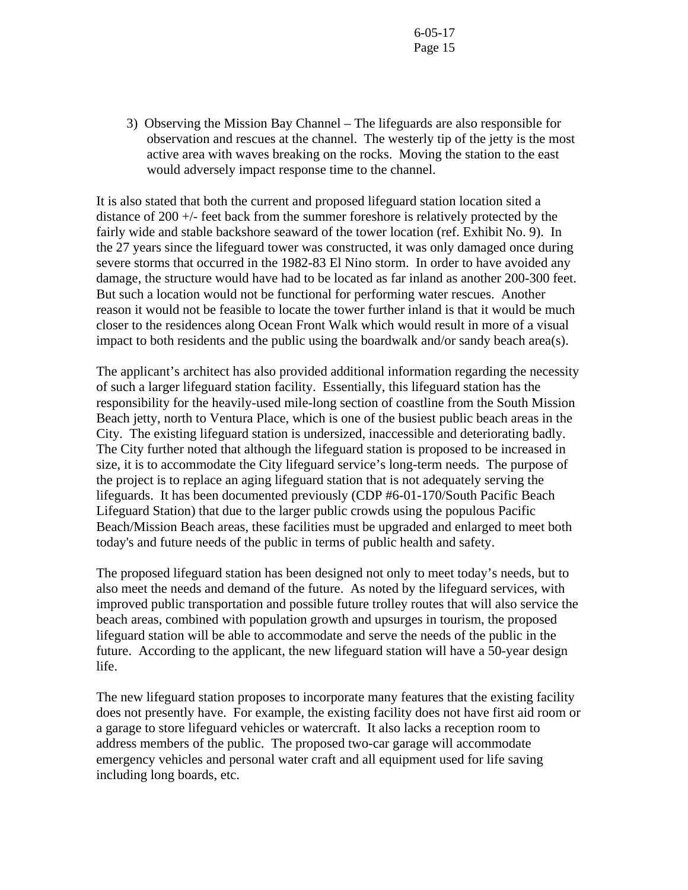3) Observing the Mission Bay Channel – The lifeguards are also responsible for observation and rescues at the channel. The westerly tip of the jetty is the most active area with waves breaking on the rocks. Moving the station to the east would adversely impact response time to the channel.

It is also stated that both the current and proposed lifeguard station location sited a distance of 200 +/- feet back from the summer foreshore is relatively protected by the fairly wide and stable backshore seaward of the tower location (ref. Exhibit No. 9). In the 27 years since the lifeguard tower was constructed, it was only damaged once during severe storms that occurred in the 1982-83 El Nino storm. In order to have avoided any damage, the structure would have had to be located as far inland as another 200-300 feet. But such a location would not be functional for performing water rescues. Another reason it would not be feasible to locate the tower further inland is that it would be much closer to the residences along Ocean Front Walk which would result in more of a visual impact to both residents and the public using the boardwalk and/or sandy beach area(s).

The applicant's architect has also provided additional information regarding the necessity of such a larger lifeguard station facility. Essentially, this lifeguard station has the responsibility for the heavily-used mile-long section of coastline from the South Mission Beach jetty, north to Ventura Place, which is one of the busiest public beach areas in the City. The existing lifeguard station is undersized, inaccessible and deteriorating badly. The City further noted that although the lifeguard station is proposed to be increased in size, it is to accommodate the City lifeguard service's long-term needs. The purpose of the project is to replace an aging lifeguard station that is not adequately serving the lifeguards. It has been documented previously (CDP #6-01-170/South Pacific Beach Lifeguard Station) that due to the larger public crowds using the populous Pacific Beach/Mission Beach areas, these facilities must be upgraded and enlarged to meet both today's and future needs of the public in terms of public health and safety.

The proposed lifeguard station has been designed not only to meet today's needs, but to also meet the needs and demand of the future. As noted by the lifeguard services, with improved public transportation and possible future trolley routes that will also service the beach areas, combined with population growth and upsurges in tourism, the proposed lifeguard station will be able to accommodate and serve the needs of the public in the future. According to the applicant, the new lifeguard station will have a 50-year design life.

The new lifeguard station proposes to incorporate many features that the existing facility does not presently have. For example, the existing facility does not have first aid room or a garage to store lifeguard vehicles or watercraft. It also lacks a reception room to address members of the public. The proposed two-car garage will accommodate emergency vehicles and personal water craft and all equipment used for life saving including long boards, etc.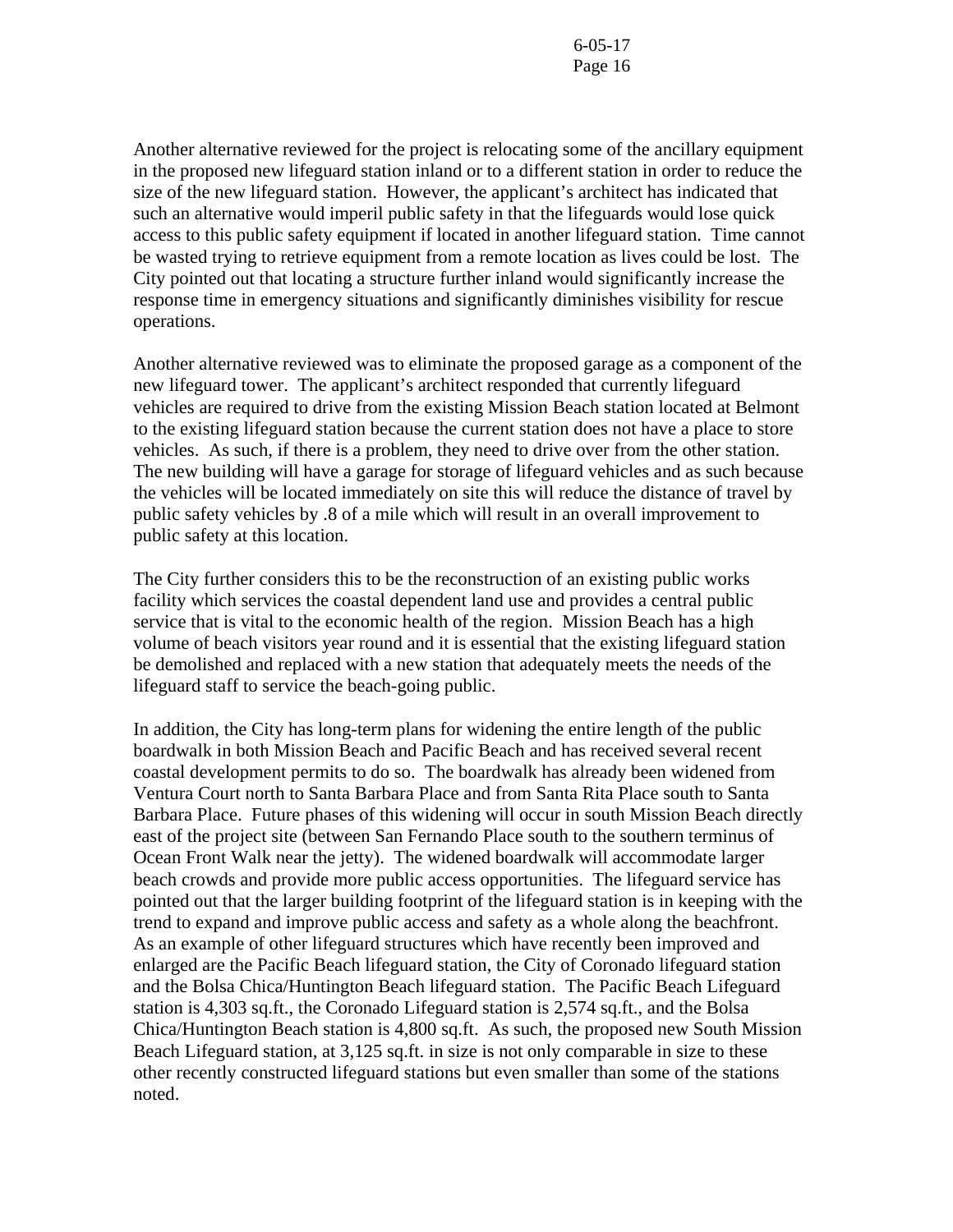Another alternative reviewed for the project is relocating some of the ancillary equipment in the proposed new lifeguard station inland or to a different station in order to reduce the size of the new lifeguard station. However, the applicant's architect has indicated that such an alternative would imperil public safety in that the lifeguards would lose quick access to this public safety equipment if located in another lifeguard station. Time cannot be wasted trying to retrieve equipment from a remote location as lives could be lost. The City pointed out that locating a structure further inland would significantly increase the response time in emergency situations and significantly diminishes visibility for rescue operations.

Another alternative reviewed was to eliminate the proposed garage as a component of the new lifeguard tower. The applicant's architect responded that currently lifeguard vehicles are required to drive from the existing Mission Beach station located at Belmont to the existing lifeguard station because the current station does not have a place to store vehicles. As such, if there is a problem, they need to drive over from the other station. The new building will have a garage for storage of lifeguard vehicles and as such because the vehicles will be located immediately on site this will reduce the distance of travel by public safety vehicles by .8 of a mile which will result in an overall improvement to public safety at this location.

The City further considers this to be the reconstruction of an existing public works facility which services the coastal dependent land use and provides a central public service that is vital to the economic health of the region. Mission Beach has a high volume of beach visitors year round and it is essential that the existing lifeguard station be demolished and replaced with a new station that adequately meets the needs of the lifeguard staff to service the beach-going public.

In addition, the City has long-term plans for widening the entire length of the public boardwalk in both Mission Beach and Pacific Beach and has received several recent coastal development permits to do so. The boardwalk has already been widened from Ventura Court north to Santa Barbara Place and from Santa Rita Place south to Santa Barbara Place. Future phases of this widening will occur in south Mission Beach directly east of the project site (between San Fernando Place south to the southern terminus of Ocean Front Walk near the jetty). The widened boardwalk will accommodate larger beach crowds and provide more public access opportunities. The lifeguard service has pointed out that the larger building footprint of the lifeguard station is in keeping with the trend to expand and improve public access and safety as a whole along the beachfront. As an example of other lifeguard structures which have recently been improved and enlarged are the Pacific Beach lifeguard station, the City of Coronado lifeguard station and the Bolsa Chica/Huntington Beach lifeguard station. The Pacific Beach Lifeguard station is 4,303 sq.ft., the Coronado Lifeguard station is 2,574 sq.ft., and the Bolsa Chica/Huntington Beach station is 4,800 sq.ft. As such, the proposed new South Mission Beach Lifeguard station, at 3,125 sq.ft. in size is not only comparable in size to these other recently constructed lifeguard stations but even smaller than some of the stations noted.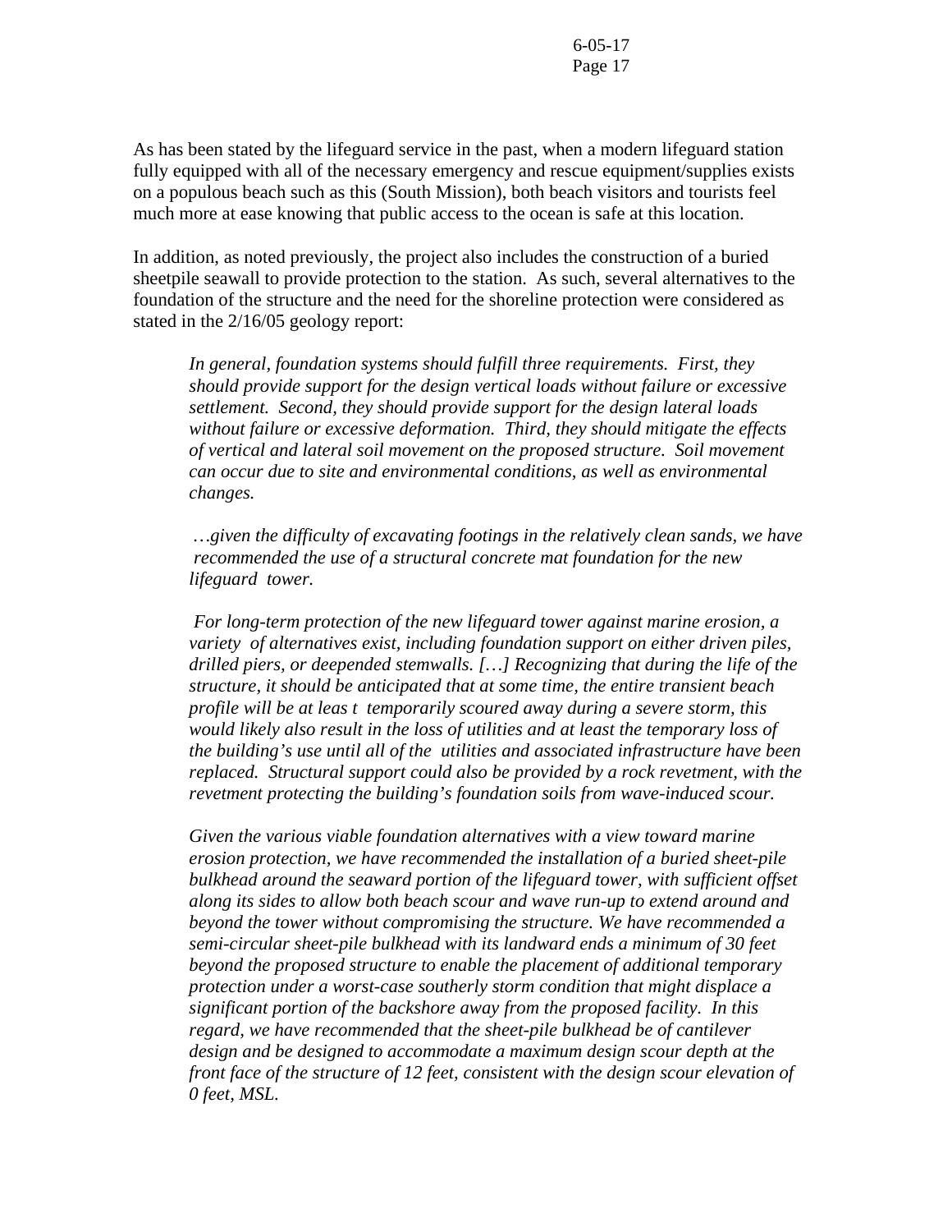As has been stated by the lifeguard service in the past, when a modern lifeguard station fully equipped with all of the necessary emergency and rescue equipment/supplies exists on a populous beach such as this (South Mission), both beach visitors and tourists feel much more at ease knowing that public access to the ocean is safe at this location.

In addition, as noted previously, the project also includes the construction of a buried sheetpile seawall to provide protection to the station. As such, several alternatives to the foundation of the structure and the need for the shoreline protection were considered as stated in the 2/16/05 geology report:

> *In general, foundation systems should fulfill three requirements. First, they should provide support for the design vertical loads without failure or excessive settlement. Second, they should provide support for the design lateral loads without failure or excessive deformation. Third, they should mitigate the effects of vertical and lateral soil movement on the proposed structure. Soil movement can occur due to site and environmental conditions, as well as environmental changes.*
>
> *…given the difficulty of excavating footings in the relatively clean sands, we have recommended the use of a structural concrete mat foundation for the new lifeguard tower.*
>
> *For long-term protection of the new lifeguard tower against marine erosion, a variety of alternatives exist, including foundation support on either driven piles, drilled piers, or deepended stemwalls. […] Recognizing that during the life of the structure, it should be anticipated that at some time, the entire transient beach profile will be at leas t temporarily scoured away during a severe storm, this would likely also result in the loss of utilities and at least the temporary loss of the building's use until all of the utilities and associated infrastructure have been replaced. Structural support could also be provided by a rock revetment, with the revetment protecting the building's foundation soils from wave-induced scour.*
>
> *Given the various viable foundation alternatives with a view toward marine erosion protection, we have recommended the installation of a buried sheet-pile bulkhead around the seaward portion of the lifeguard tower, with sufficient offset along its sides to allow both beach scour and wave run-up to extend around and beyond the tower without compromising the structure. We have recommended a semi-circular sheet-pile bulkhead with its landward ends a minimum of 30 feet beyond the proposed structure to enable the placement of additional temporary protection under a worst-case southerly storm condition that might displace a significant portion of the backshore away from the proposed facility. In this regard, we have recommended that the sheet-pile bulkhead be of cantilever design and be designed to accommodate a maximum design scour depth at the front face of the structure of 12 feet, consistent with the design scour elevation of 0 feet, MSL.*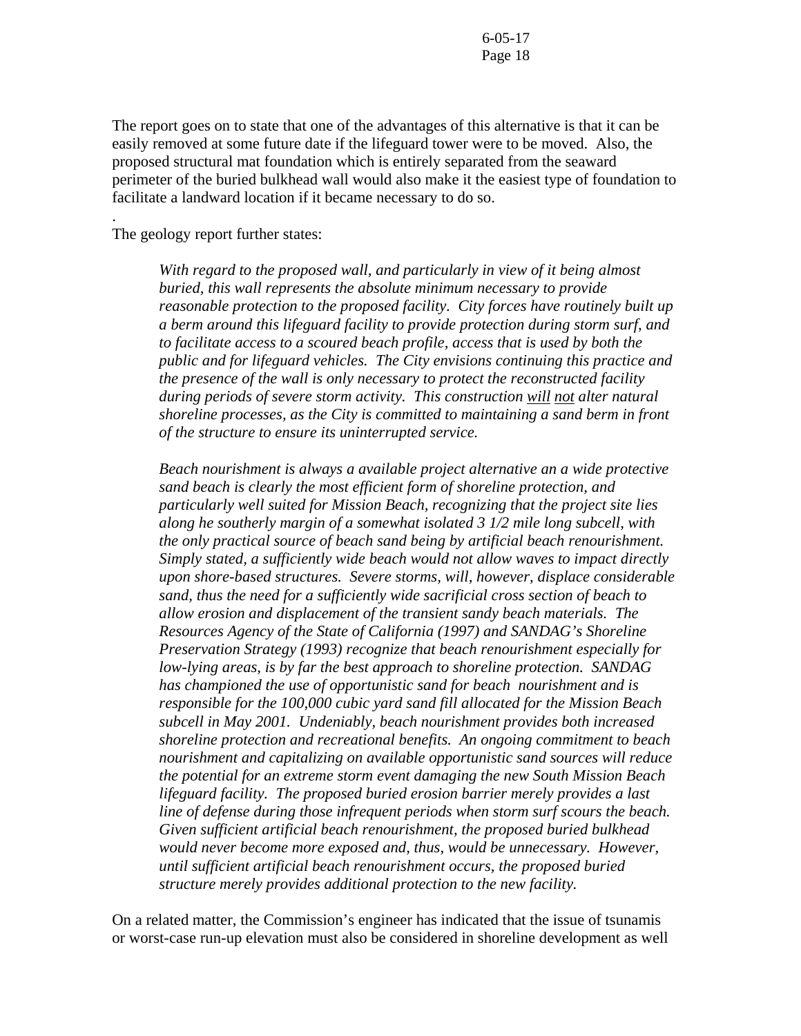The report goes on to state that one of the advantages of this alternative is that it can be easily removed at some future date if the lifeguard tower were to be moved. Also, the proposed structural mat foundation which is entirely separated from the seaward perimeter of the buried bulkhead wall would also make it the easiest type of foundation to facilitate a landward location if it became necessary to do so.

.
The geology report further states:

> *With regard to the proposed wall, and particularly in view of it being almost buried, this wall represents the absolute minimum necessary to provide reasonable protection to the proposed facility. City forces have routinely built up a berm around this lifeguard facility to provide protection during storm surf, and to facilitate access to a scoured beach profile, access that is used by both the public and for lifeguard vehicles. The City envisions continuing this practice and the presence of the wall is only necessary to protect the reconstructed facility during periods of severe storm activity. This construction <u>will</u> <u>not</u> alter natural shoreline processes, as the City is committed to maintaining a sand berm in front of the structure to ensure its uninterrupted service.*
>
> *Beach nourishment is always a available project alternative an a wide protective sand beach is clearly the most efficient form of shoreline protection, and particularly well suited for Mission Beach, recognizing that the project site lies along he southerly margin of a somewhat isolated 3 1/2 mile long subcell, with the only practical source of beach sand being by artificial beach renourishment. Simply stated, a sufficiently wide beach would not allow waves to impact directly upon shore-based structures. Severe storms, will, however, displace considerable sand, thus the need for a sufficiently wide sacrificial cross section of beach to allow erosion and displacement of the transient sandy beach materials. The Resources Agency of the State of California (1997) and SANDAG's Shoreline Preservation Strategy (1993) recognize that beach renourishment especially for low-lying areas, is by far the best approach to shoreline protection. SANDAG has championed the use of opportunistic sand for beach nourishment and is responsible for the 100,000 cubic yard sand fill allocated for the Mission Beach subcell in May 2001. Undeniably, beach nourishment provides both increased shoreline protection and recreational benefits. An ongoing commitment to beach nourishment and capitalizing on available opportunistic sand sources will reduce the potential for an extreme storm event damaging the new South Mission Beach lifeguard facility. The proposed buried erosion barrier merely provides a last line of defense during those infrequent periods when storm surf scours the beach. Given sufficient artificial beach renourishment, the proposed buried bulkhead would never become more exposed and, thus, would be unnecessary. However, until sufficient artificial beach renourishment occurs, the proposed buried structure merely provides additional protection to the new facility.*

On a related matter, the Commission's engineer has indicated that the issue of tsunamis or worst-case run-up elevation must also be considered in shoreline development as well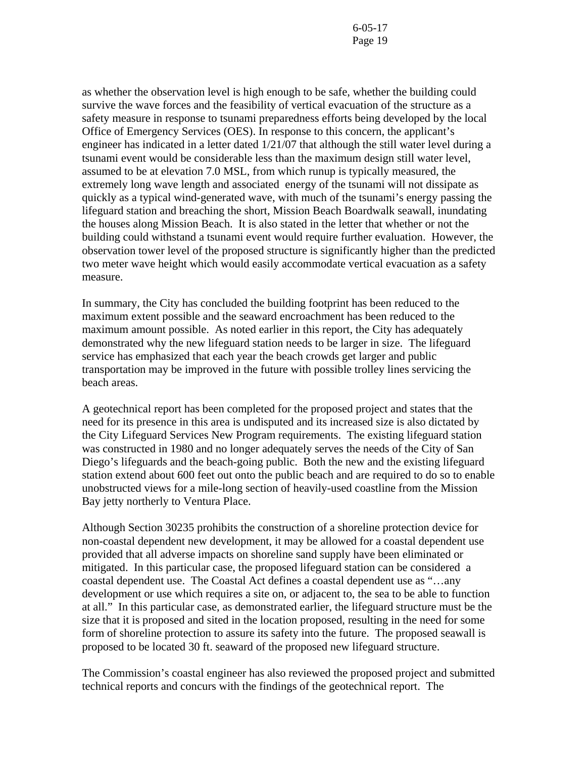as whether the observation level is high enough to be safe, whether the building could survive the wave forces and the feasibility of vertical evacuation of the structure as a safety measure in response to tsunami preparedness efforts being developed by the local Office of Emergency Services (OES). In response to this concern, the applicant's engineer has indicated in a letter dated 1/21/07 that although the still water level during a tsunami event would be considerable less than the maximum design still water level, assumed to be at elevation 7.0 MSL, from which runup is typically measured, the extremely long wave length and associated energy of the tsunami will not dissipate as quickly as a typical wind-generated wave, with much of the tsunami's energy passing the lifeguard station and breaching the short, Mission Beach Boardwalk seawall, inundating the houses along Mission Beach. It is also stated in the letter that whether or not the building could withstand a tsunami event would require further evaluation. However, the observation tower level of the proposed structure is significantly higher than the predicted two meter wave height which would easily accommodate vertical evacuation as a safety measure.

In summary, the City has concluded the building footprint has been reduced to the maximum extent possible and the seaward encroachment has been reduced to the maximum amount possible. As noted earlier in this report, the City has adequately demonstrated why the new lifeguard station needs to be larger in size. The lifeguard service has emphasized that each year the beach crowds get larger and public transportation may be improved in the future with possible trolley lines servicing the beach areas.

A geotechnical report has been completed for the proposed project and states that the need for its presence in this area is undisputed and its increased size is also dictated by the City Lifeguard Services New Program requirements. The existing lifeguard station was constructed in 1980 and no longer adequately serves the needs of the City of San Diego's lifeguards and the beach-going public. Both the new and the existing lifeguard station extend about 600 feet out onto the public beach and are required to do so to enable unobstructed views for a mile-long section of heavily-used coastline from the Mission Bay jetty northerly to Ventura Place.

Although Section 30235 prohibits the construction of a shoreline protection device for non-coastal dependent new development, it may be allowed for a coastal dependent use provided that all adverse impacts on shoreline sand supply have been eliminated or mitigated. In this particular case, the proposed lifeguard station can be considered a coastal dependent use. The Coastal Act defines a coastal dependent use as "…any development or use which requires a site on, or adjacent to, the sea to be able to function at all." In this particular case, as demonstrated earlier, the lifeguard structure must be the size that it is proposed and sited in the location proposed, resulting in the need for some form of shoreline protection to assure its safety into the future. The proposed seawall is proposed to be located 30 ft. seaward of the proposed new lifeguard structure.

The Commission's coastal engineer has also reviewed the proposed project and submitted technical reports and concurs with the findings of the geotechnical report. The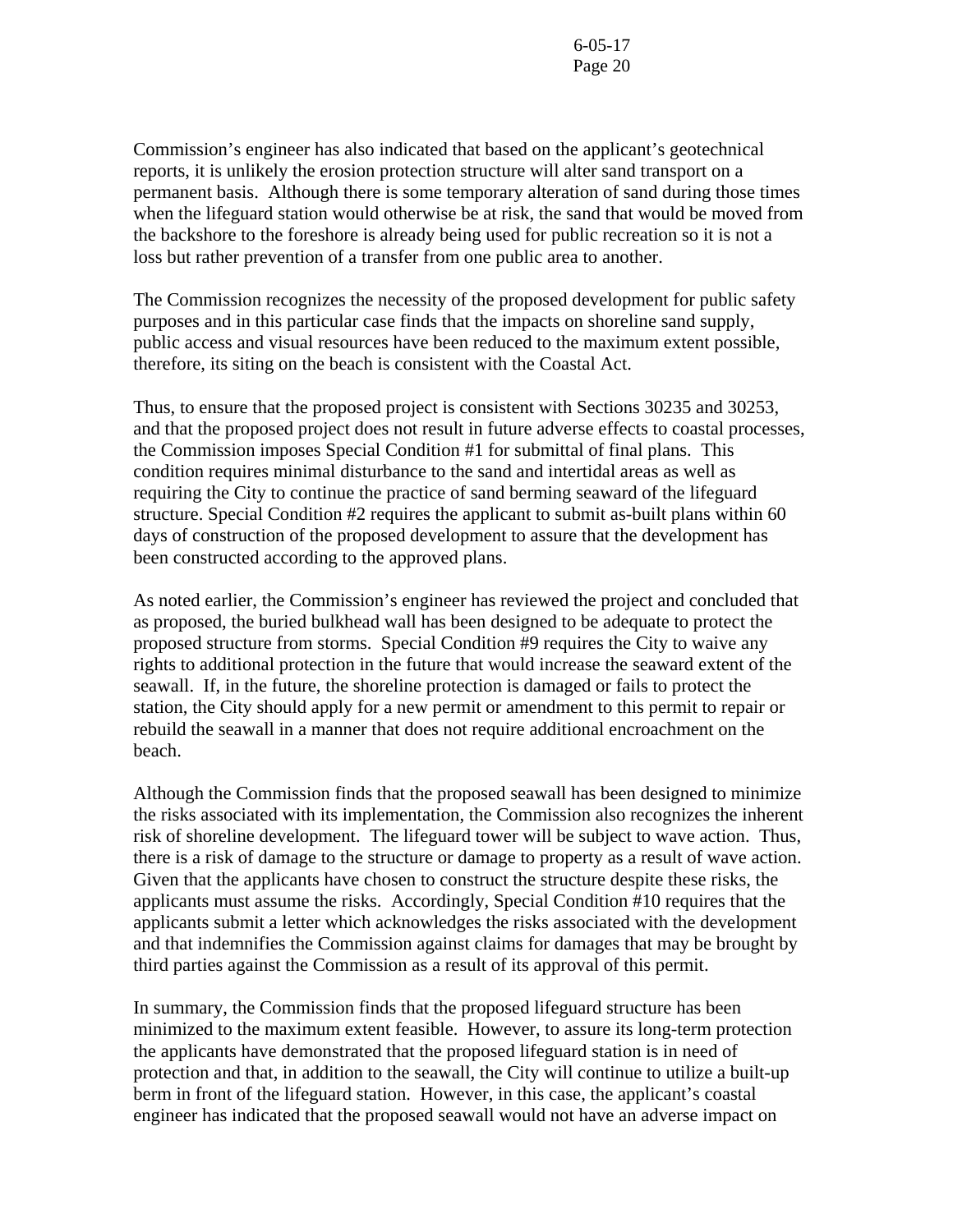Commission's engineer has also indicated that based on the applicant's geotechnical reports, it is unlikely the erosion protection structure will alter sand transport on a permanent basis. Although there is some temporary alteration of sand during those times when the lifeguard station would otherwise be at risk, the sand that would be moved from the backshore to the foreshore is already being used for public recreation so it is not a loss but rather prevention of a transfer from one public area to another.

The Commission recognizes the necessity of the proposed development for public safety purposes and in this particular case finds that the impacts on shoreline sand supply, public access and visual resources have been reduced to the maximum extent possible, therefore, its siting on the beach is consistent with the Coastal Act.

Thus, to ensure that the proposed project is consistent with Sections 30235 and 30253, and that the proposed project does not result in future adverse effects to coastal processes, the Commission imposes Special Condition #1 for submittal of final plans. This condition requires minimal disturbance to the sand and intertidal areas as well as requiring the City to continue the practice of sand berming seaward of the lifeguard structure. Special Condition #2 requires the applicant to submit as-built plans within 60 days of construction of the proposed development to assure that the development has been constructed according to the approved plans.

As noted earlier, the Commission's engineer has reviewed the project and concluded that as proposed, the buried bulkhead wall has been designed to be adequate to protect the proposed structure from storms. Special Condition #9 requires the City to waive any rights to additional protection in the future that would increase the seaward extent of the seawall. If, in the future, the shoreline protection is damaged or fails to protect the station, the City should apply for a new permit or amendment to this permit to repair or rebuild the seawall in a manner that does not require additional encroachment on the beach.

Although the Commission finds that the proposed seawall has been designed to minimize the risks associated with its implementation, the Commission also recognizes the inherent risk of shoreline development. The lifeguard tower will be subject to wave action. Thus, there is a risk of damage to the structure or damage to property as a result of wave action. Given that the applicants have chosen to construct the structure despite these risks, the applicants must assume the risks. Accordingly, Special Condition #10 requires that the applicants submit a letter which acknowledges the risks associated with the development and that indemnifies the Commission against claims for damages that may be brought by third parties against the Commission as a result of its approval of this permit.

In summary, the Commission finds that the proposed lifeguard structure has been minimized to the maximum extent feasible. However, to assure its long-term protection the applicants have demonstrated that the proposed lifeguard station is in need of protection and that, in addition to the seawall, the City will continue to utilize a built-up berm in front of the lifeguard station. However, in this case, the applicant's coastal engineer has indicated that the proposed seawall would not have an adverse impact on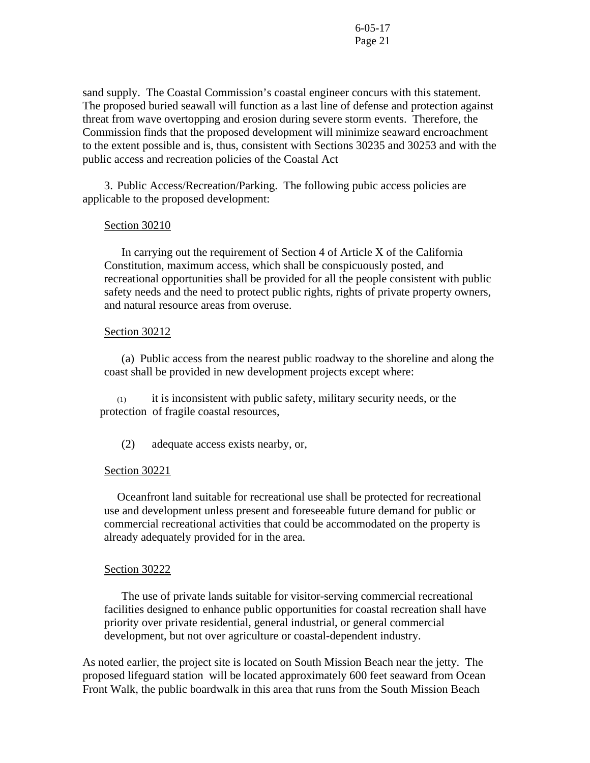sand supply. The Coastal Commission's coastal engineer concurs with this statement. The proposed buried seawall will function as a last line of defense and protection against threat from wave overtopping and erosion during severe storm events. Therefore, the Commission finds that the proposed development will minimize seaward encroachment to the extent possible and is, thus, consistent with Sections 30235 and 30253 and with the public access and recreation policies of the Coastal Act

3. Public Access/Recreation/Parking. The following pubic access policies are applicable to the proposed development:

Section 30210

In carrying out the requirement of Section 4 of Article X of the California Constitution, maximum access, which shall be conspicuously posted, and recreational opportunities shall be provided for all the people consistent with public safety needs and the need to protect public rights, rights of private property owners, and natural resource areas from overuse.

Section 30212

(a) Public access from the nearest public roadway to the shoreline and along the coast shall be provided in new development projects except where:

(1) it is inconsistent with public safety, military security needs, or the protection of fragile coastal resources,

(2) adequate access exists nearby, or,

Section 30221

Oceanfront land suitable for recreational use shall be protected for recreational use and development unless present and foreseeable future demand for public or commercial recreational activities that could be accommodated on the property is already adequately provided for in the area.

Section 30222

The use of private lands suitable for visitor-serving commercial recreational facilities designed to enhance public opportunities for coastal recreation shall have priority over private residential, general industrial, or general commercial development, but not over agriculture or coastal-dependent industry.

As noted earlier, the project site is located on South Mission Beach near the jetty. The proposed lifeguard station will be located approximately 600 feet seaward from Ocean Front Walk, the public boardwalk in this area that runs from the South Mission Beach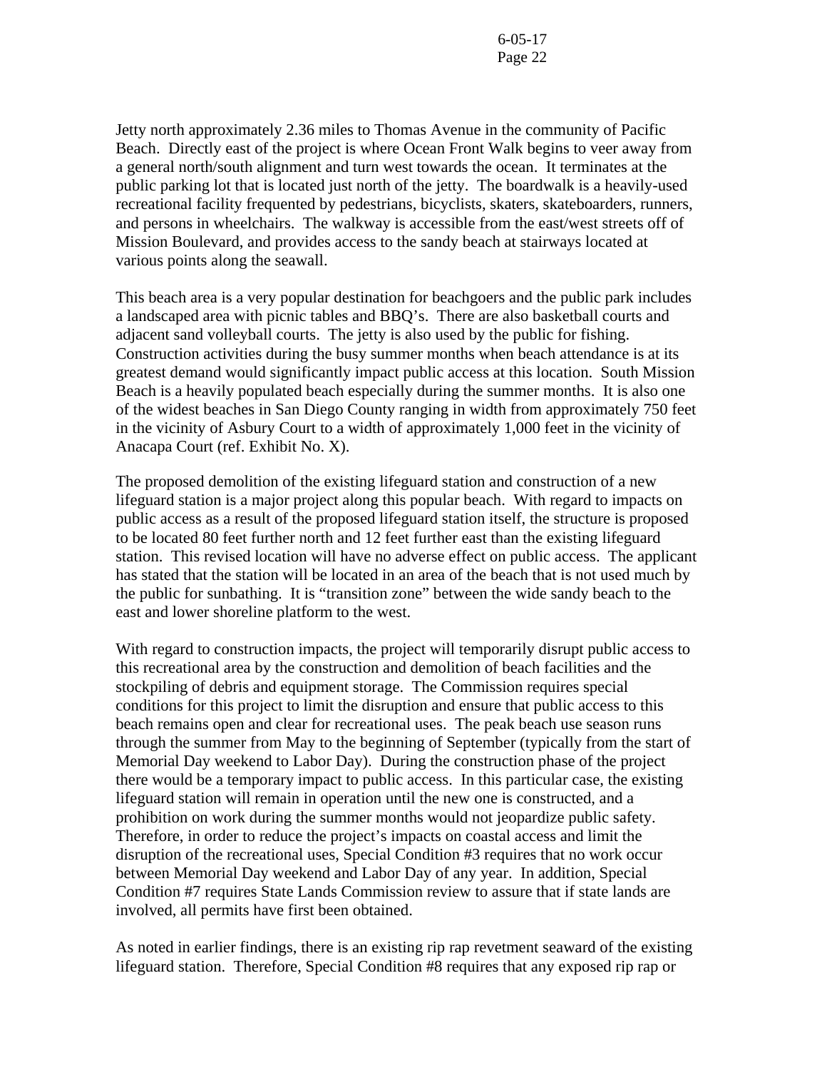Jetty north approximately 2.36 miles to Thomas Avenue in the community of Pacific Beach. Directly east of the project is where Ocean Front Walk begins to veer away from a general north/south alignment and turn west towards the ocean. It terminates at the public parking lot that is located just north of the jetty. The boardwalk is a heavily-used recreational facility frequented by pedestrians, bicyclists, skaters, skateboarders, runners, and persons in wheelchairs. The walkway is accessible from the east/west streets off of Mission Boulevard, and provides access to the sandy beach at stairways located at various points along the seawall.

This beach area is a very popular destination for beachgoers and the public park includes a landscaped area with picnic tables and BBQ's. There are also basketball courts and adjacent sand volleyball courts. The jetty is also used by the public for fishing. Construction activities during the busy summer months when beach attendance is at its greatest demand would significantly impact public access at this location. South Mission Beach is a heavily populated beach especially during the summer months. It is also one of the widest beaches in San Diego County ranging in width from approximately 750 feet in the vicinity of Asbury Court to a width of approximately 1,000 feet in the vicinity of Anacapa Court (ref. Exhibit No. X).

The proposed demolition of the existing lifeguard station and construction of a new lifeguard station is a major project along this popular beach. With regard to impacts on public access as a result of the proposed lifeguard station itself, the structure is proposed to be located 80 feet further north and 12 feet further east than the existing lifeguard station. This revised location will have no adverse effect on public access. The applicant has stated that the station will be located in an area of the beach that is not used much by the public for sunbathing. It is "transition zone" between the wide sandy beach to the east and lower shoreline platform to the west.

With regard to construction impacts, the project will temporarily disrupt public access to this recreational area by the construction and demolition of beach facilities and the stockpiling of debris and equipment storage. The Commission requires special conditions for this project to limit the disruption and ensure that public access to this beach remains open and clear for recreational uses. The peak beach use season runs through the summer from May to the beginning of September (typically from the start of Memorial Day weekend to Labor Day). During the construction phase of the project there would be a temporary impact to public access. In this particular case, the existing lifeguard station will remain in operation until the new one is constructed, and a prohibition on work during the summer months would not jeopardize public safety. Therefore, in order to reduce the project's impacts on coastal access and limit the disruption of the recreational uses, Special Condition #3 requires that no work occur between Memorial Day weekend and Labor Day of any year. In addition, Special Condition #7 requires State Lands Commission review to assure that if state lands are involved, all permits have first been obtained.

As noted in earlier findings, there is an existing rip rap revetment seaward of the existing lifeguard station. Therefore, Special Condition #8 requires that any exposed rip rap or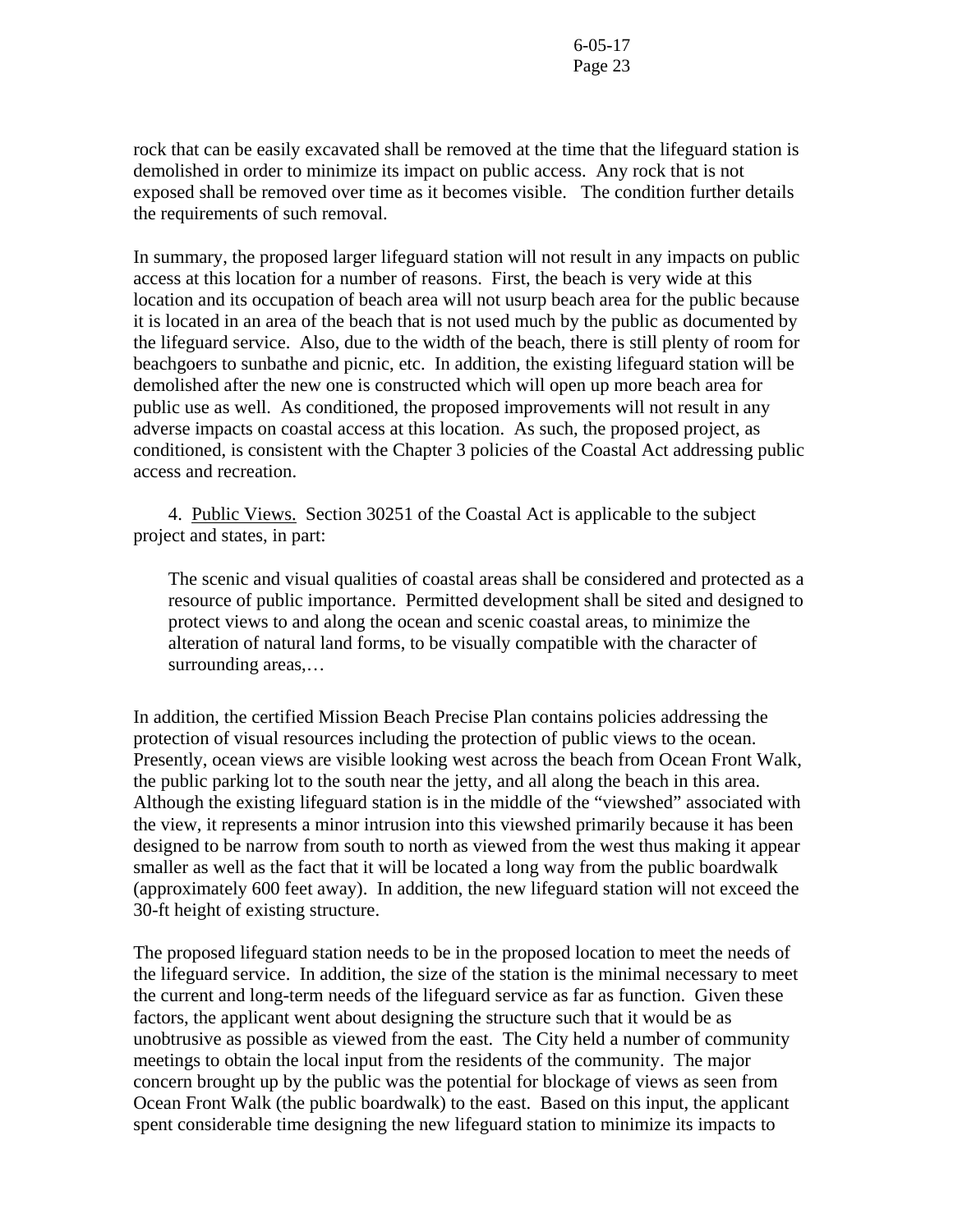rock that can be easily excavated shall be removed at the time that the lifeguard station is demolished in order to minimize its impact on public access. Any rock that is not exposed shall be removed over time as it becomes visible. The condition further details the requirements of such removal.

In summary, the proposed larger lifeguard station will not result in any impacts on public access at this location for a number of reasons. First, the beach is very wide at this location and its occupation of beach area will not usurp beach area for the public because it is located in an area of the beach that is not used much by the public as documented by the lifeguard service. Also, due to the width of the beach, there is still plenty of room for beachgoers to sunbathe and picnic, etc. In addition, the existing lifeguard station will be demolished after the new one is constructed which will open up more beach area for public use as well. As conditioned, the proposed improvements will not result in any adverse impacts on coastal access at this location. As such, the proposed project, as conditioned, is consistent with the Chapter 3 policies of the Coastal Act addressing public access and recreation.

4. Public Views. Section 30251 of the Coastal Act is applicable to the subject project and states, in part:

> The scenic and visual qualities of coastal areas shall be considered and protected as a resource of public importance. Permitted development shall be sited and designed to protect views to and along the ocean and scenic coastal areas, to minimize the alteration of natural land forms, to be visually compatible with the character of surrounding areas,…

In addition, the certified Mission Beach Precise Plan contains policies addressing the protection of visual resources including the protection of public views to the ocean. Presently, ocean views are visible looking west across the beach from Ocean Front Walk, the public parking lot to the south near the jetty, and all along the beach in this area. Although the existing lifeguard station is in the middle of the "viewshed" associated with the view, it represents a minor intrusion into this viewshed primarily because it has been designed to be narrow from south to north as viewed from the west thus making it appear smaller as well as the fact that it will be located a long way from the public boardwalk (approximately 600 feet away). In addition, the new lifeguard station will not exceed the 30-ft height of existing structure.

The proposed lifeguard station needs to be in the proposed location to meet the needs of the lifeguard service. In addition, the size of the station is the minimal necessary to meet the current and long-term needs of the lifeguard service as far as function. Given these factors, the applicant went about designing the structure such that it would be as unobtrusive as possible as viewed from the east. The City held a number of community meetings to obtain the local input from the residents of the community. The major concern brought up by the public was the potential for blockage of views as seen from Ocean Front Walk (the public boardwalk) to the east. Based on this input, the applicant spent considerable time designing the new lifeguard station to minimize its impacts to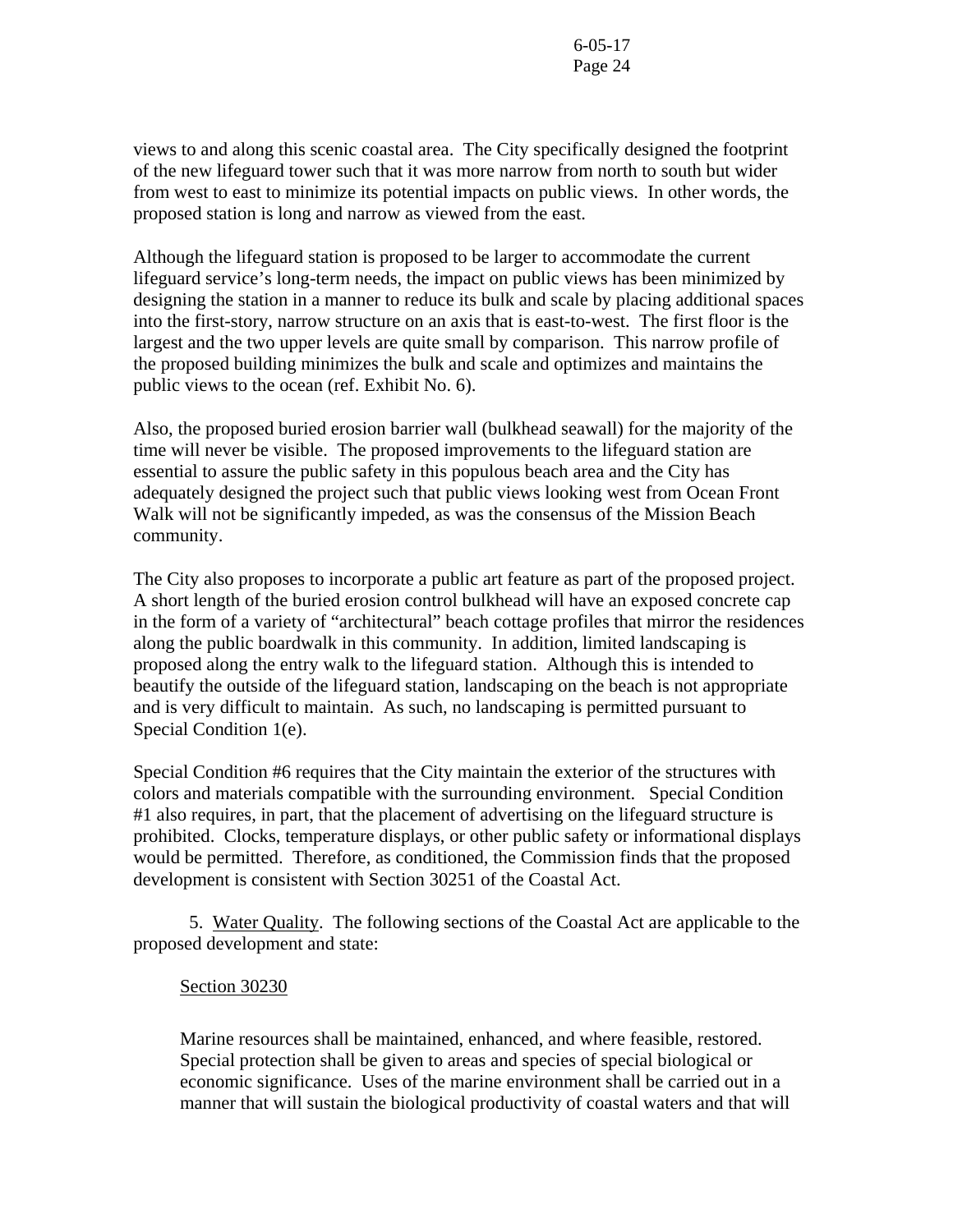views to and along this scenic coastal area. The City specifically designed the footprint of the new lifeguard tower such that it was more narrow from north to south but wider from west to east to minimize its potential impacts on public views. In other words, the proposed station is long and narrow as viewed from the east.

Although the lifeguard station is proposed to be larger to accommodate the current lifeguard service's long-term needs, the impact on public views has been minimized by designing the station in a manner to reduce its bulk and scale by placing additional spaces into the first-story, narrow structure on an axis that is east-to-west. The first floor is the largest and the two upper levels are quite small by comparison. This narrow profile of the proposed building minimizes the bulk and scale and optimizes and maintains the public views to the ocean (ref. Exhibit No. 6).

Also, the proposed buried erosion barrier wall (bulkhead seawall) for the majority of the time will never be visible. The proposed improvements to the lifeguard station are essential to assure the public safety in this populous beach area and the City has adequately designed the project such that public views looking west from Ocean Front Walk will not be significantly impeded, as was the consensus of the Mission Beach community.

The City also proposes to incorporate a public art feature as part of the proposed project. A short length of the buried erosion control bulkhead will have an exposed concrete cap in the form of a variety of "architectural" beach cottage profiles that mirror the residences along the public boardwalk in this community. In addition, limited landscaping is proposed along the entry walk to the lifeguard station. Although this is intended to beautify the outside of the lifeguard station, landscaping on the beach is not appropriate and is very difficult to maintain. As such, no landscaping is permitted pursuant to Special Condition 1(e).

Special Condition #6 requires that the City maintain the exterior of the structures with colors and materials compatible with the surrounding environment. Special Condition #1 also requires, in part, that the placement of advertising on the lifeguard structure is prohibited. Clocks, temperature displays, or other public safety or informational displays would be permitted. Therefore, as conditioned, the Commission finds that the proposed development is consistent with Section 30251 of the Coastal Act.

5. Water Quality. The following sections of the Coastal Act are applicable to the proposed development and state:

Section 30230

> Marine resources shall be maintained, enhanced, and where feasible, restored. Special protection shall be given to areas and species of special biological or economic significance. Uses of the marine environment shall be carried out in a manner that will sustain the biological productivity of coastal waters and that will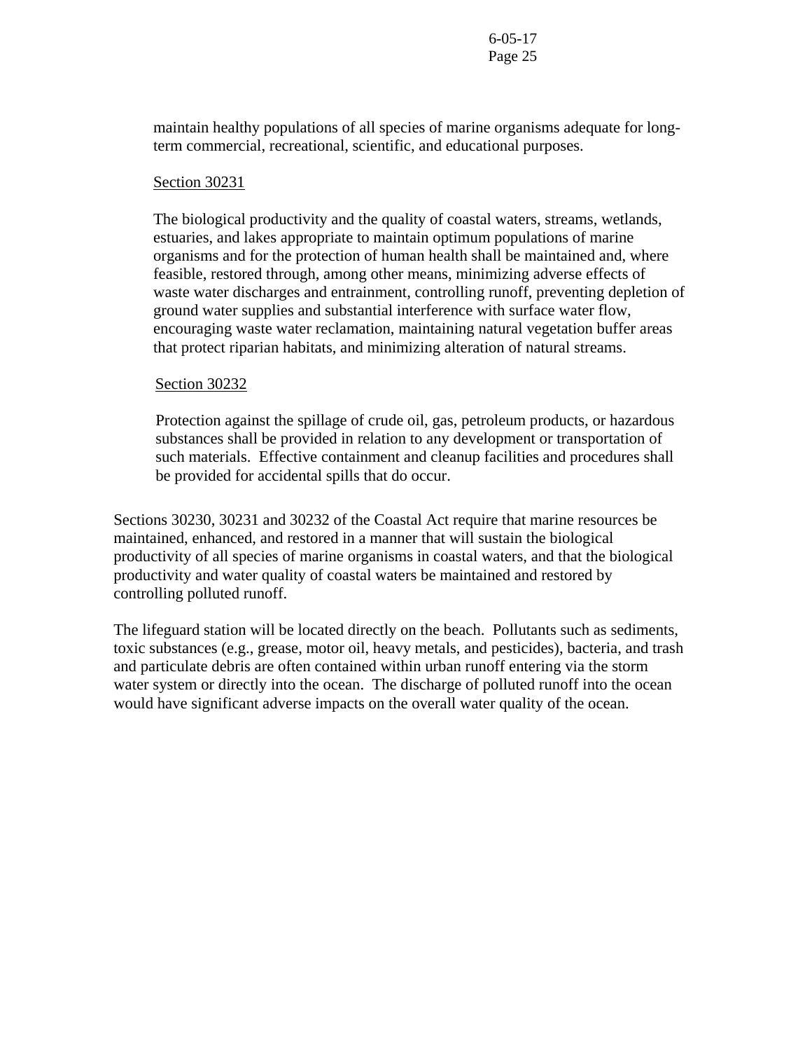maintain healthy populations of all species of marine organisms adequate for long-term commercial, recreational, scientific, and educational purposes.

Section 30231

The biological productivity and the quality of coastal waters, streams, wetlands, estuaries, and lakes appropriate to maintain optimum populations of marine organisms and for the protection of human health shall be maintained and, where feasible, restored through, among other means, minimizing adverse effects of waste water discharges and entrainment, controlling runoff, preventing depletion of ground water supplies and substantial interference with surface water flow, encouraging waste water reclamation, maintaining natural vegetation buffer areas that protect riparian habitats, and minimizing alteration of natural streams.

Section 30232

Protection against the spillage of crude oil, gas, petroleum products, or hazardous substances shall be provided in relation to any development or transportation of such materials. Effective containment and cleanup facilities and procedures shall be provided for accidental spills that do occur.

Sections 30230, 30231 and 30232 of the Coastal Act require that marine resources be maintained, enhanced, and restored in a manner that will sustain the biological productivity of all species of marine organisms in coastal waters, and that the biological productivity and water quality of coastal waters be maintained and restored by controlling polluted runoff.

The lifeguard station will be located directly on the beach. Pollutants such as sediments, toxic substances (e.g., grease, motor oil, heavy metals, and pesticides), bacteria, and trash and particulate debris are often contained within urban runoff entering via the storm water system or directly into the ocean. The discharge of polluted runoff into the ocean would have significant adverse impacts on the overall water quality of the ocean.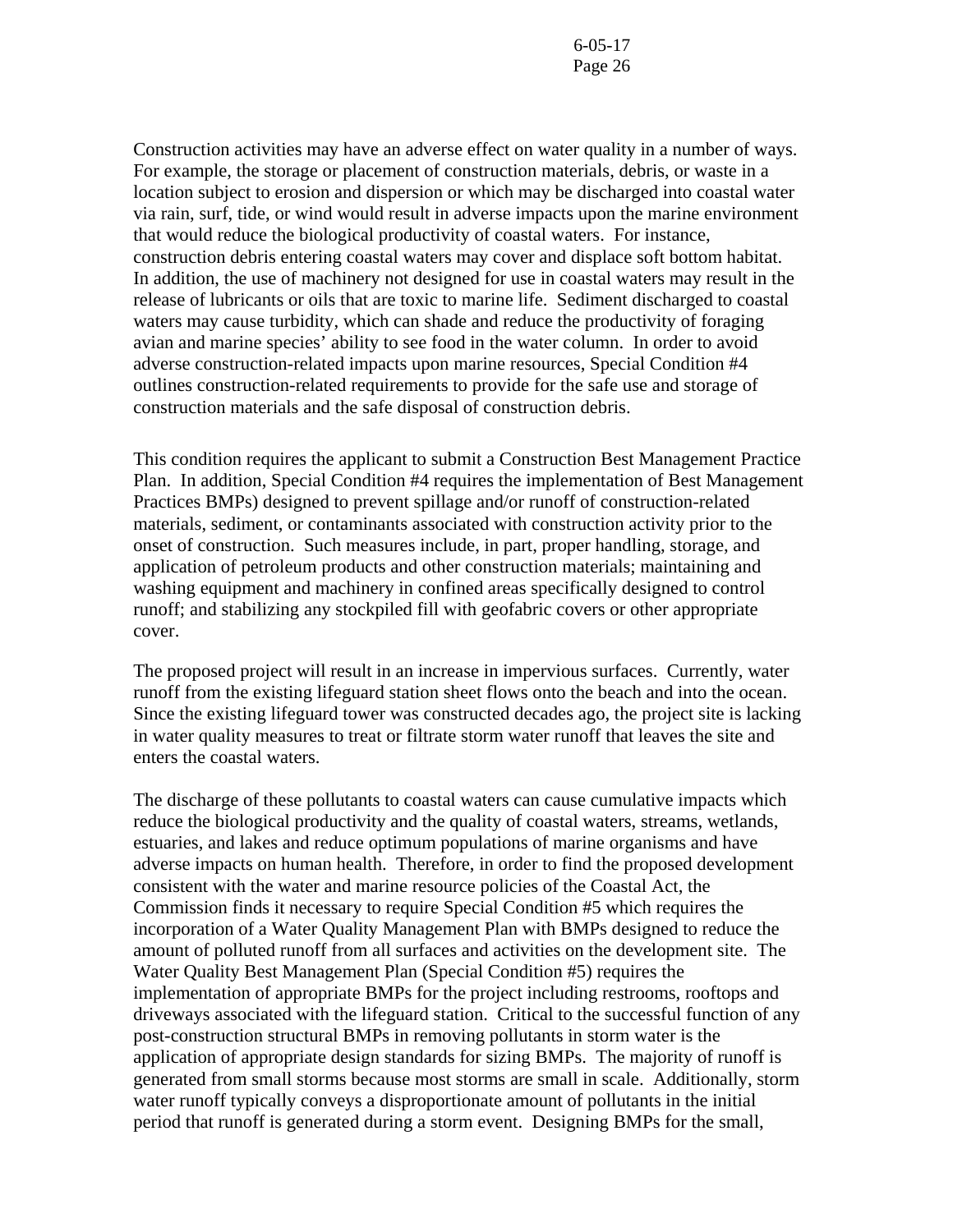Construction activities may have an adverse effect on water quality in a number of ways. For example, the storage or placement of construction materials, debris, or waste in a location subject to erosion and dispersion or which may be discharged into coastal water via rain, surf, tide, or wind would result in adverse impacts upon the marine environment that would reduce the biological productivity of coastal waters. For instance, construction debris entering coastal waters may cover and displace soft bottom habitat. In addition, the use of machinery not designed for use in coastal waters may result in the release of lubricants or oils that are toxic to marine life. Sediment discharged to coastal waters may cause turbidity, which can shade and reduce the productivity of foraging avian and marine species' ability to see food in the water column. In order to avoid adverse construction-related impacts upon marine resources, Special Condition #4 outlines construction-related requirements to provide for the safe use and storage of construction materials and the safe disposal of construction debris.

This condition requires the applicant to submit a Construction Best Management Practice Plan. In addition, Special Condition #4 requires the implementation of Best Management Practices BMPs) designed to prevent spillage and/or runoff of construction-related materials, sediment, or contaminants associated with construction activity prior to the onset of construction. Such measures include, in part, proper handling, storage, and application of petroleum products and other construction materials; maintaining and washing equipment and machinery in confined areas specifically designed to control runoff; and stabilizing any stockpiled fill with geofabric covers or other appropriate cover.

The proposed project will result in an increase in impervious surfaces. Currently, water runoff from the existing lifeguard station sheet flows onto the beach and into the ocean. Since the existing lifeguard tower was constructed decades ago, the project site is lacking in water quality measures to treat or filtrate storm water runoff that leaves the site and enters the coastal waters.

The discharge of these pollutants to coastal waters can cause cumulative impacts which reduce the biological productivity and the quality of coastal waters, streams, wetlands, estuaries, and lakes and reduce optimum populations of marine organisms and have adverse impacts on human health. Therefore, in order to find the proposed development consistent with the water and marine resource policies of the Coastal Act, the Commission finds it necessary to require Special Condition #5 which requires the incorporation of a Water Quality Management Plan with BMPs designed to reduce the amount of polluted runoff from all surfaces and activities on the development site. The Water Quality Best Management Plan (Special Condition #5) requires the implementation of appropriate BMPs for the project including restrooms, rooftops and driveways associated with the lifeguard station. Critical to the successful function of any post-construction structural BMPs in removing pollutants in storm water is the application of appropriate design standards for sizing BMPs. The majority of runoff is generated from small storms because most storms are small in scale. Additionally, storm water runoff typically conveys a disproportionate amount of pollutants in the initial period that runoff is generated during a storm event. Designing BMPs for the small,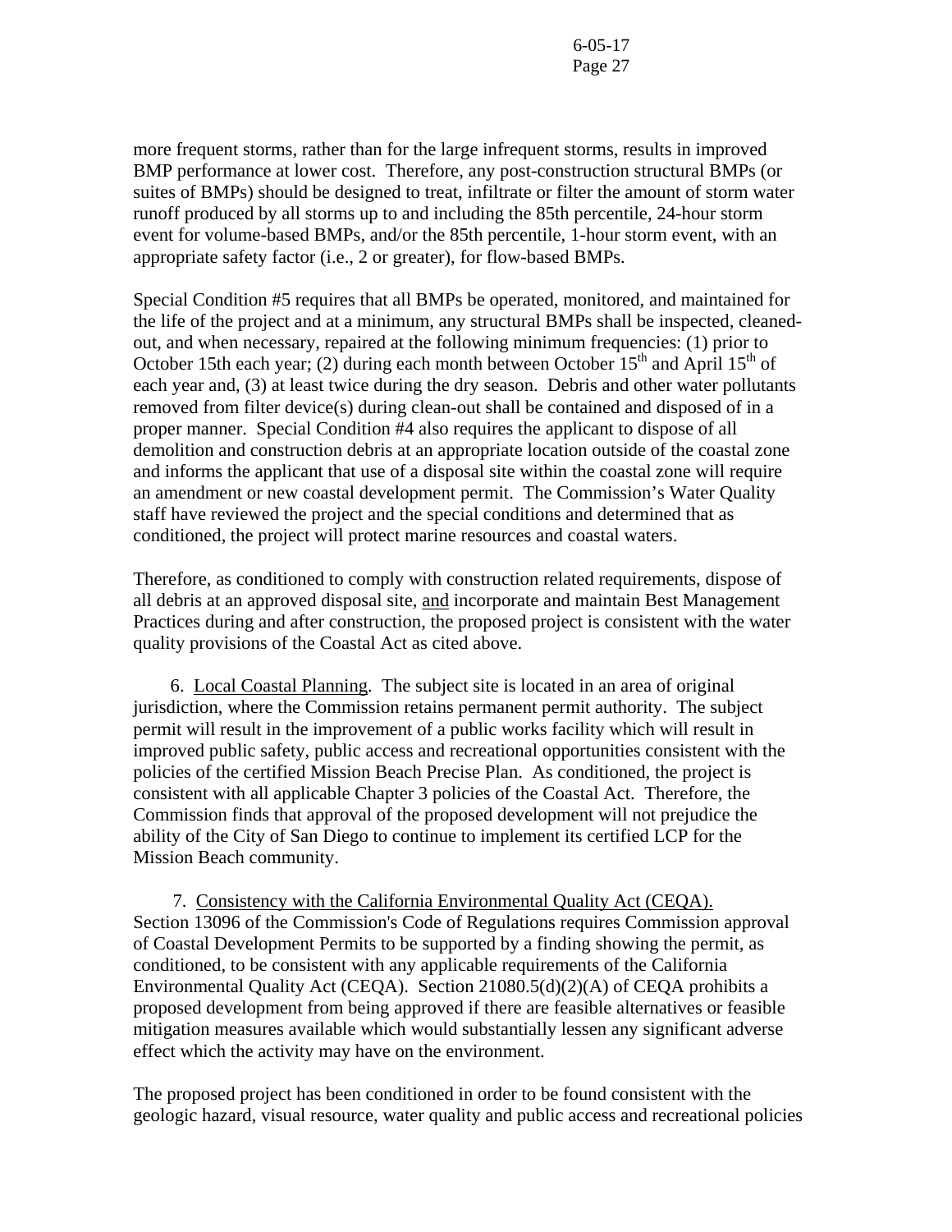more frequent storms, rather than for the large infrequent storms, results in improved BMP performance at lower cost. Therefore, any post-construction structural BMPs (or suites of BMPs) should be designed to treat, infiltrate or filter the amount of storm water runoff produced by all storms up to and including the 85th percentile, 24-hour storm event for volume-based BMPs, and/or the 85th percentile, 1-hour storm event, with an appropriate safety factor (i.e., 2 or greater), for flow-based BMPs.

Special Condition #5 requires that all BMPs be operated, monitored, and maintained for the life of the project and at a minimum, any structural BMPs shall be inspected, cleaned-out, and when necessary, repaired at the following minimum frequencies: (1) prior to October 15th each year; (2) during each month between October 15th and April 15th of each year and, (3) at least twice during the dry season. Debris and other water pollutants removed from filter device(s) during clean-out shall be contained and disposed of in a proper manner. Special Condition #4 also requires the applicant to dispose of all demolition and construction debris at an appropriate location outside of the coastal zone and informs the applicant that use of a disposal site within the coastal zone will require an amendment or new coastal development permit. The Commission's Water Quality staff have reviewed the project and the special conditions and determined that as conditioned, the project will protect marine resources and coastal waters.

Therefore, as conditioned to comply with construction related requirements, dispose of all debris at an approved disposal site, and incorporate and maintain Best Management Practices during and after construction, the proposed project is consistent with the water quality provisions of the Coastal Act as cited above.

6. Local Coastal Planning. The subject site is located in an area of original jurisdiction, where the Commission retains permanent permit authority. The subject permit will result in the improvement of a public works facility which will result in improved public safety, public access and recreational opportunities consistent with the policies of the certified Mission Beach Precise Plan. As conditioned, the project is consistent with all applicable Chapter 3 policies of the Coastal Act. Therefore, the Commission finds that approval of the proposed development will not prejudice the ability of the City of San Diego to continue to implement its certified LCP for the Mission Beach community.

7. Consistency with the California Environmental Quality Act (CEQA). Section 13096 of the Commission's Code of Regulations requires Commission approval of Coastal Development Permits to be supported by a finding showing the permit, as conditioned, to be consistent with any applicable requirements of the California Environmental Quality Act (CEQA). Section 21080.5(d)(2)(A) of CEQA prohibits a proposed development from being approved if there are feasible alternatives or feasible mitigation measures available which would substantially lessen any significant adverse effect which the activity may have on the environment.

The proposed project has been conditioned in order to be found consistent with the geologic hazard, visual resource, water quality and public access and recreational policies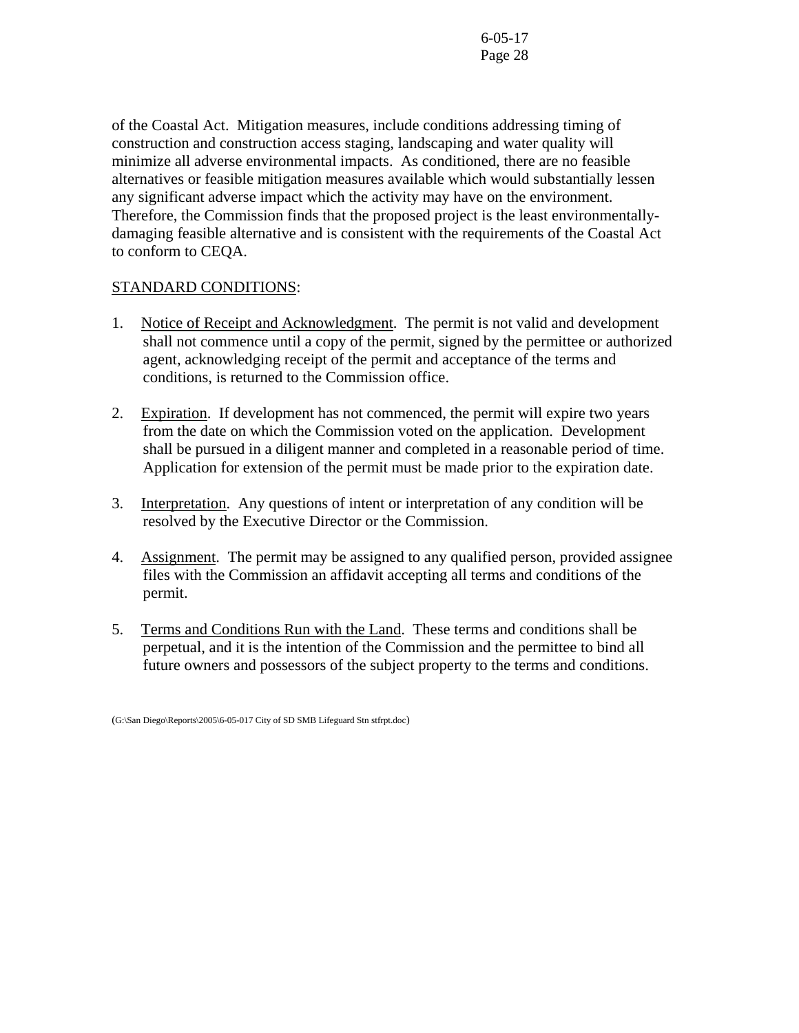of the Coastal Act. Mitigation measures, include conditions addressing timing of construction and construction access staging, landscaping and water quality will minimize all adverse environmental impacts. As conditioned, there are no feasible alternatives or feasible mitigation measures available which would substantially lessen any significant adverse impact which the activity may have on the environment. Therefore, the Commission finds that the proposed project is the least environmentally-damaging feasible alternative and is consistent with the requirements of the Coastal Act to conform to CEQA.

STANDARD CONDITIONS:

1. Notice of Receipt and Acknowledgment. The permit is not valid and development shall not commence until a copy of the permit, signed by the permittee or authorized agent, acknowledging receipt of the permit and acceptance of the terms and conditions, is returned to the Commission office.

2. Expiration. If development has not commenced, the permit will expire two years from the date on which the Commission voted on the application. Development shall be pursued in a diligent manner and completed in a reasonable period of time. Application for extension of the permit must be made prior to the expiration date.

3. Interpretation. Any questions of intent or interpretation of any condition will be resolved by the Executive Director or the Commission.

4. Assignment. The permit may be assigned to any qualified person, provided assignee files with the Commission an affidavit accepting all terms and conditions of the permit.

5. Terms and Conditions Run with the Land. These terms and conditions shall be perpetual, and it is the intention of the Commission and the permittee to bind all future owners and possessors of the subject property to the terms and conditions.

(G:\San Diego\Reports\2005\6-05-017 City of SD SMB Lifeguard Stn stfrpt.doc)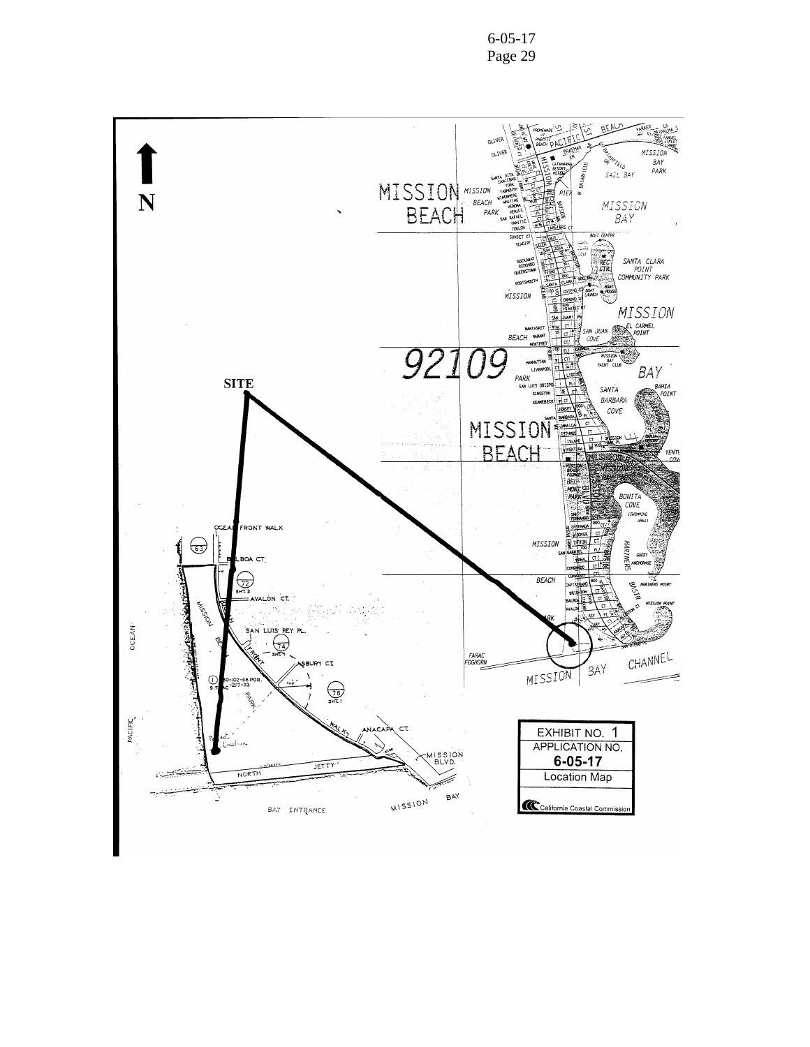**SITE**

**N**

EXHIBIT NO. 1
APPLICATION NO.
**6-05-17**
Location Map

California Coastal Commission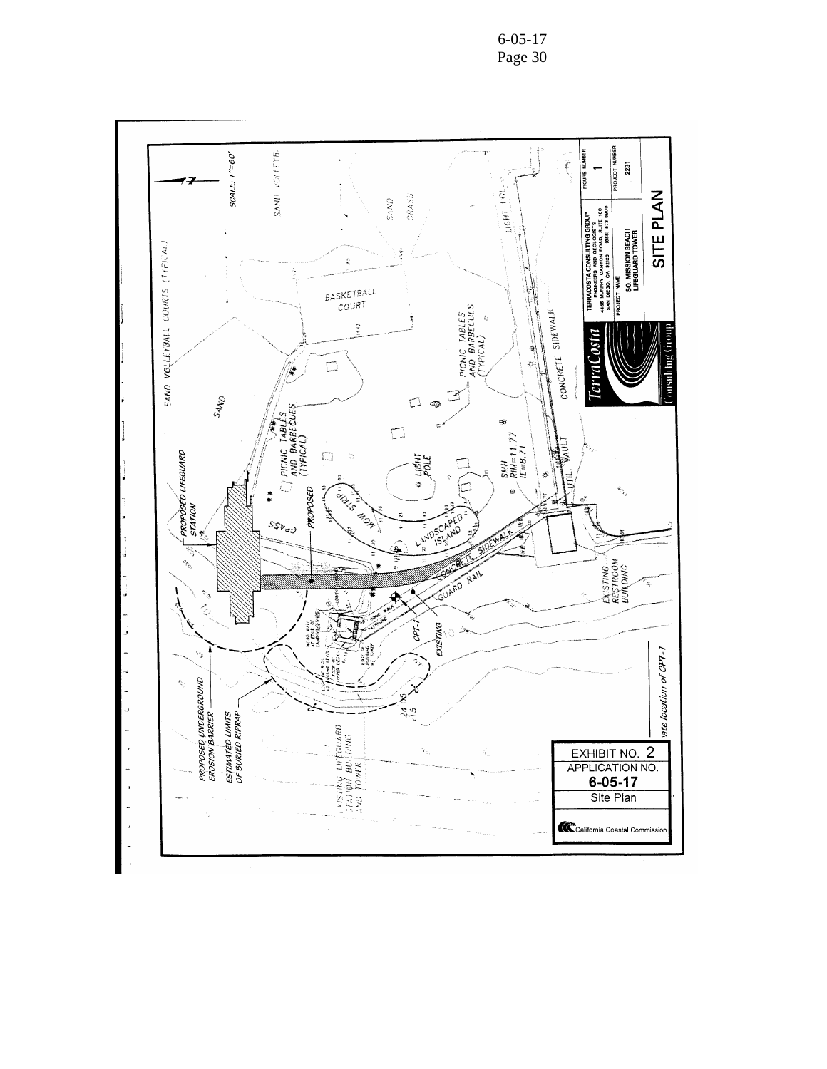SITE PLAN

SAND VOLLEYBALL COURTS (TYPICAL)

SCALE: 1"=60'

SAND VOLLEYB.

SAND

GRASS

LIGHT POLE

BASKETBALL COURT

PICNIC TABLES AND BARBECUES (TYPICAL)

CONCRETE SIDEWALK

SAND

PICNIC TABLES AND BARBECUES (TYPICAL)

SMH RIM=11.77 IE=8.71

UTIL. VAULT

LIGHT POLE

PROPOSED LIFEGUARD STATION

PROPOSED

MOW STRIP

GRASS

LANDSCAPED ISLAND

CONCRETE SIDEWALK

GUARD RAIL

EXISTING RESTROOM BUILDING

CPT-1

EXISTING

PROPOSED UNDERGROUND EROSION BARRIER

ESTIMATED LIMITS OF BURIED RIPRAP

EXISTING LIFEGUARD STATION BUILDING AND TOWER

ate location of CPT-1

TERRACOSTA CONSULTING GROUP
ENGINEERS AND GEOLOGISTS
4455 MURPHY CANYON ROAD, SUITE 100
SAN DIEGO, CA 92123 (858) 573-6900

PROJECT NAME: SO. MISSION BEACH LIFEGUARD TOWER

FIGURE NUMBER: 1

PROJECT NUMBER: 2231

TerraCosta Consulting Group

EXHIBIT NO. 2
APPLICATION NO.
**6-05-17**
Site Plan

California Coastal Commission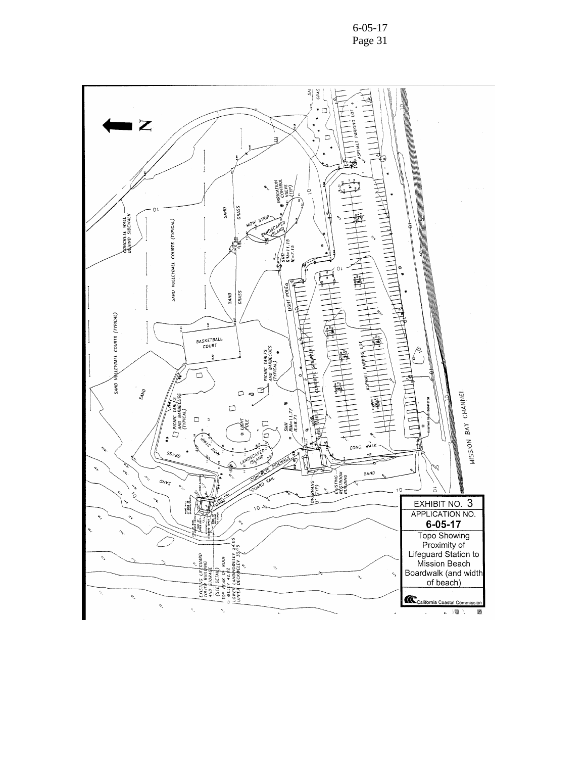EXHIBIT NO. 3

APPLICATION NO.

**6-05-17**

Topo Showing Proximity of Lifeguard Station to Mission Beach Boardwalk (and width of beach)

California Coastal Commission

N

CONCRETE WALL BEHIND SIDEWALK

SAND VOLLEYBALL COURTS (TYPICAL)

SAND VOLLEYBALL COURTS (TYPICAL)

BASKETBALL COURT

PICNIC TABLES AND BARBECUES (TYPICAL)

PICNIC TABLES AND BARBECUES (TYPICAL)

SAND

GRASS

MOW STRIP

LANDSCAPED ISLAND

IRRIGATION CONTROL VALVE (TYP)

SMH RIM=11.15 IE=7.15

SMH RIM=11.77 IE=8.71

LIGHT POLE

CONCRETE SIDEWALK

ASPHALT PARKING LOT

CONC. WALK

GUARD RAIL

OVERHANG (TYP)

EXISTING RESTROOM BUILDING

EXISTING LIFEGUARD TOWER BUILDING AND STORAGE (SEE DETAIL)

TOP PEAK OF ROOF @ELEV 42.62

LOWER LANDING@ELEV 24.05

UPPER DECK@ELEV 30.15

MISSION BAY CHANNEL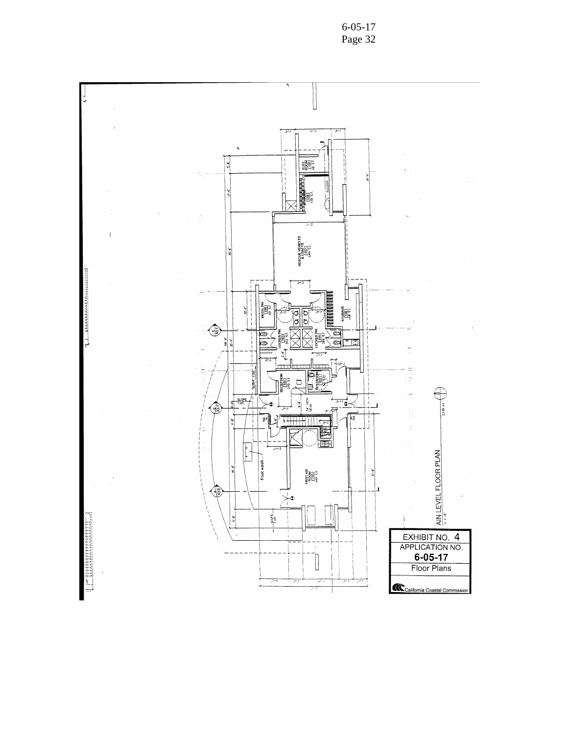EXHIBIT NO. 4
APPLICATION NO.
6-05-17
Floor Plans

California Coastal Commission

MAIN LEVEL FLOOR PLAN

ELEC. ROOM [109]

RESCUE VEHICLES & CRAFTS [107]

MECH RM. [105]

STORAGE [106]

LOCKER RM. [103]

LOCKER RM. [104]

RECEPTION [101] 270 S.F.

RESTROOM [102]

FIRST AID ROOM [100]

Foot wash

SLOPE 1:20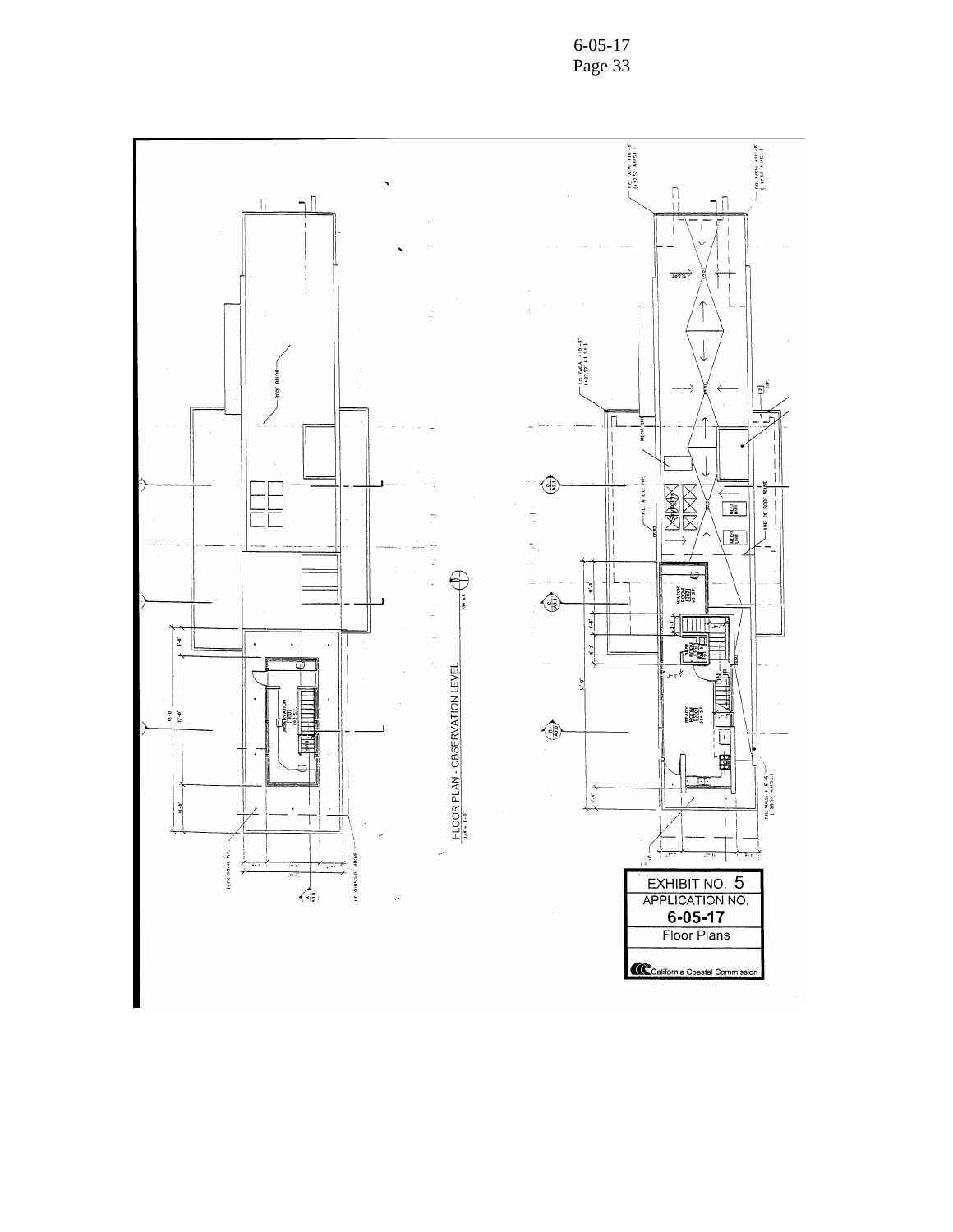FLOOR PLAN - OBSERVATION LEVEL

1/8" = 1'-0"

EXHIBIT NO. 5

APPLICATION NO.

**6-05-17**

Floor Plans

California Coastal Commission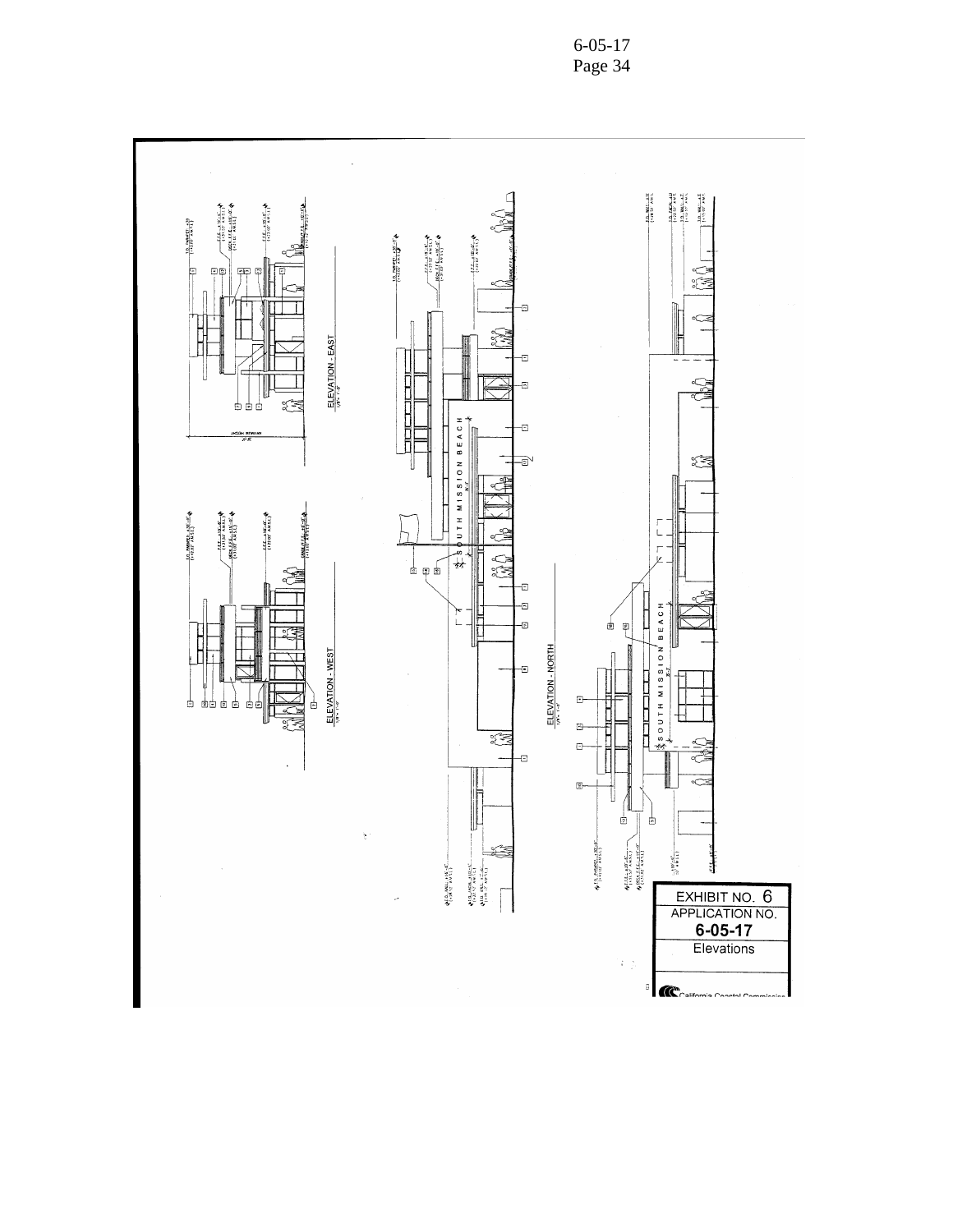ELEVATION - EAST

ELEVATION - WEST

ELEVATION - NORTH

SOUTH MISSION BEACH

EXHIBIT NO. 6
APPLICATION NO.
**6-05-17**
Elevations

California Coastal Commission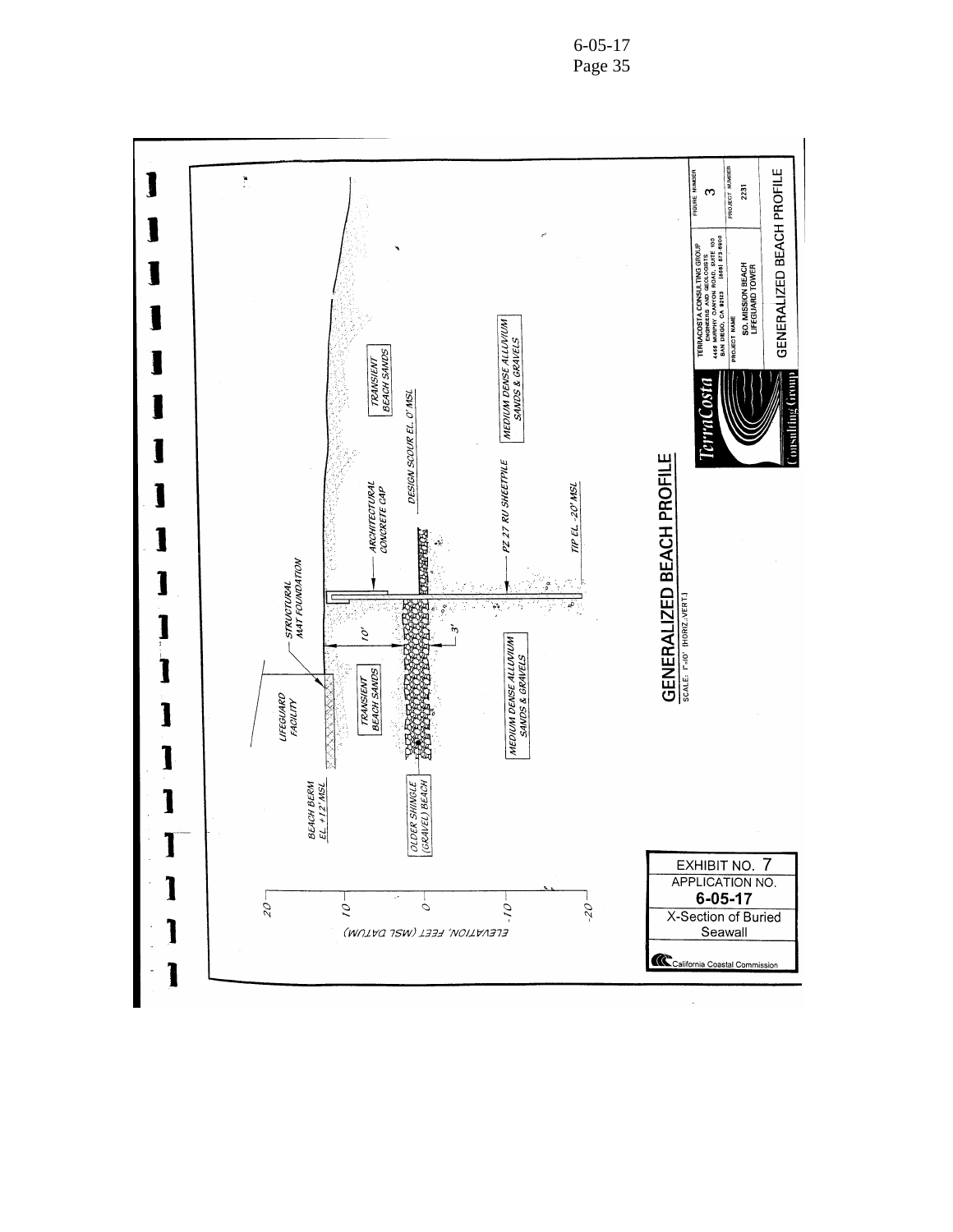# GENERALIZED BEACH PROFILE

SCALE: 1"=10' (HORIZ.,VERT.)

ELEVATION, FEET (MSL DATUM)

20

10

0

-10

-20

BEACH BERM EL. +12' MSL

OLDER SHINGLE (GRAVEL) BEACH

LIFEGUARD FACILITY

STRUCTURAL MAT FOUNDATION

TRANSIENT BEACH SANDS

MEDIUM DENSE ALLUVIUM SANDS & GRAVELS

10'

3'

ARCHITECTURAL CONCRETE CAP

PZ 27 RU SHEETPILE

TIP EL. -20' MSL

DESIGN SCOUR EL. 0' MSL

TRANSIENT BEACH SANDS

MEDIUM DENSE ALLUVIUM SANDS & GRAVELS

TerraCosta Consulting Group

TERRACOSTA CONSULTING GROUP
ENGINEERS AND GEOLOGISTS
4455 MURPHY CANYON ROAD, SUITE 100
SAN DIEGO, CA 92123 (858) 573-6900

| PROJECT NAME | PROJECT NUMBER |
|---|---|
| SO. MISSION BEACH LIFEGUARD TOWER | 2231 |

FIGURE NUMBER 3

GENERALIZED BEACH PROFILE

EXHIBIT NO. 7
APPLICATION NO.
**6-05-17**
X-Section of Buried Seawall

California Coastal Commission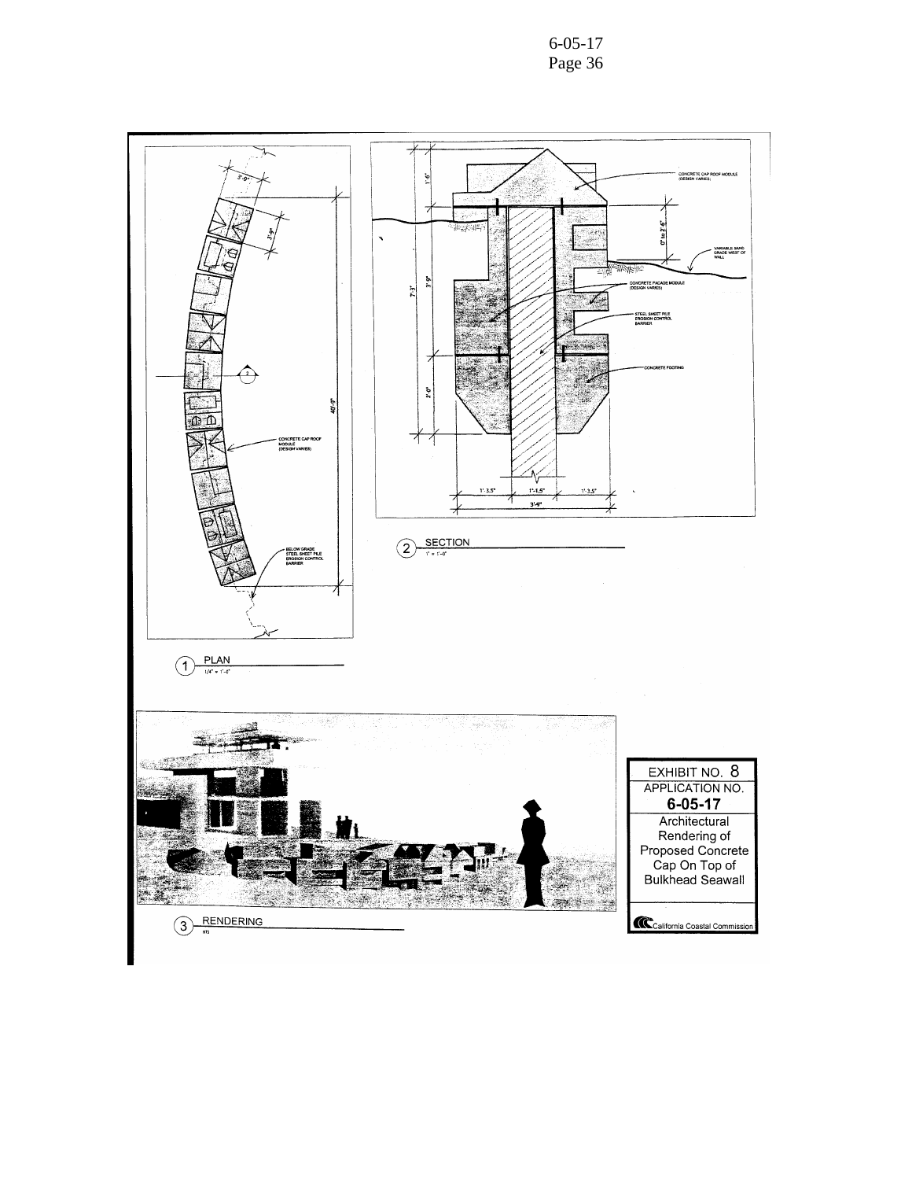1 PLAN
1/4" = 1'-0"

3'-9"

3'-9"

40'-0"

CONCRETE CAP ROOF MODULE (DESIGN VARIES)

BELOW GRADE STEEL SHEET PILE EROSION CONTROL BARRIER

2 SECTION
1" = 1'-0"

1'-6"

7'-3"

3'-9"

2'-0"

0' to 2'-6"

CONCRETE CAP ROOF MODULE (DESIGN VARIES)

VARIABLE SAND GRADE WEST OF WALL

CONCRETE FACADE MODULE (DESIGN VARIES)

STEEL SHEET PILE EROSION CONTROL BARRIER

CONCRETE FOOTING

1'-3.5"  1'-1.5"  1'-3.5"

3'-9"

3 RENDERING
NTS

EXHIBIT NO. 8
APPLICATION NO.
**6-05-17**
Architectural Rendering of Proposed Concrete Cap On Top of Bulkhead Seawall

California Coastal Commission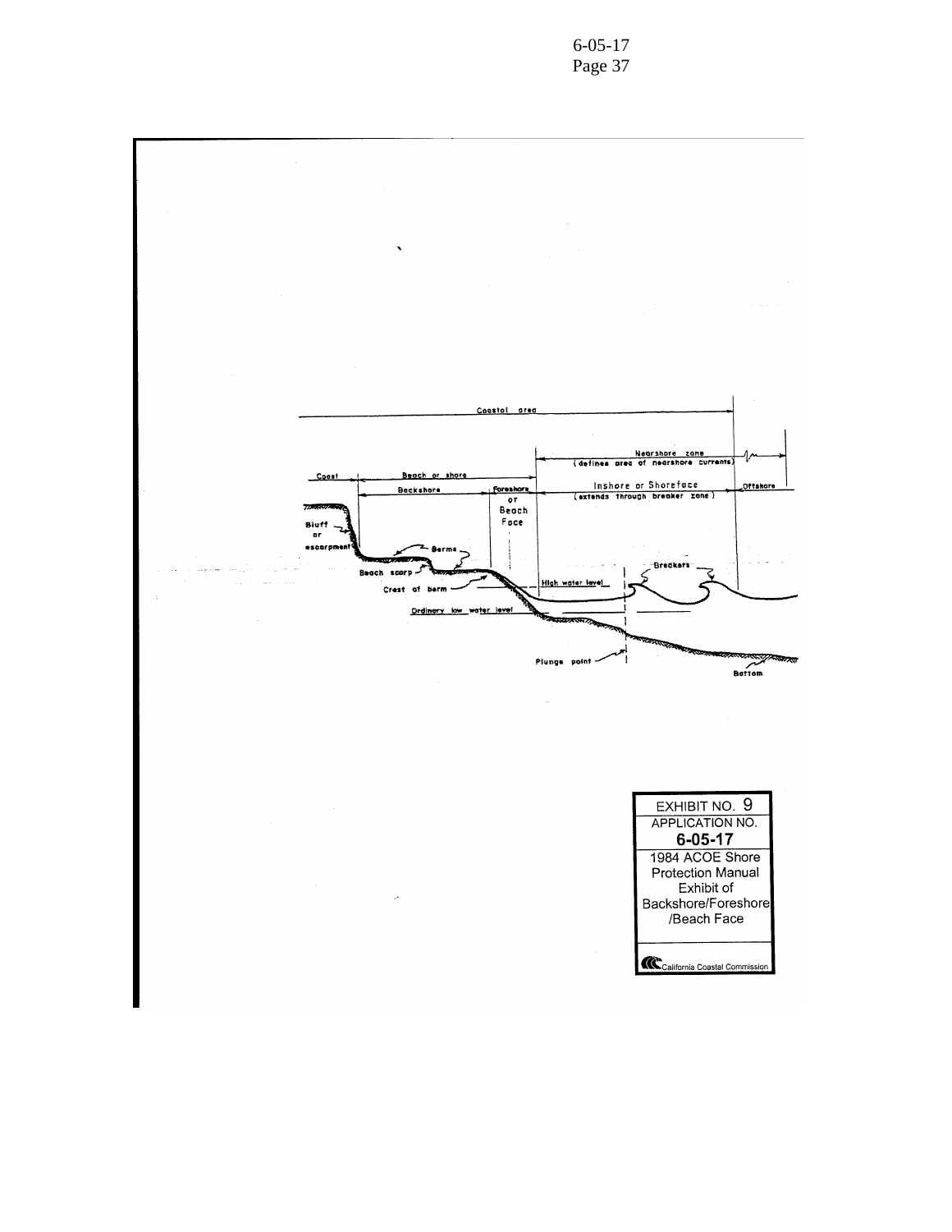Coastal area

Nearshore zone
(defines area of nearshore currents)

Coast

Beach or shore

Backshore

Foreshore
or
Beach
Face

Inshore or Shoreface
(extends through breaker zone)

Offshore

Bluff
or
escarpment

Berms

Beach scarp

Crest of berm

High water level

Breakers

Ordinary low water level

Plunge point

Bottom

EXHIBIT NO. 9
APPLICATION NO.
**6-05-17**
1984 ACOE Shore Protection Manual Exhibit of Backshore/Foreshore/Beach Face

California Coastal Commission